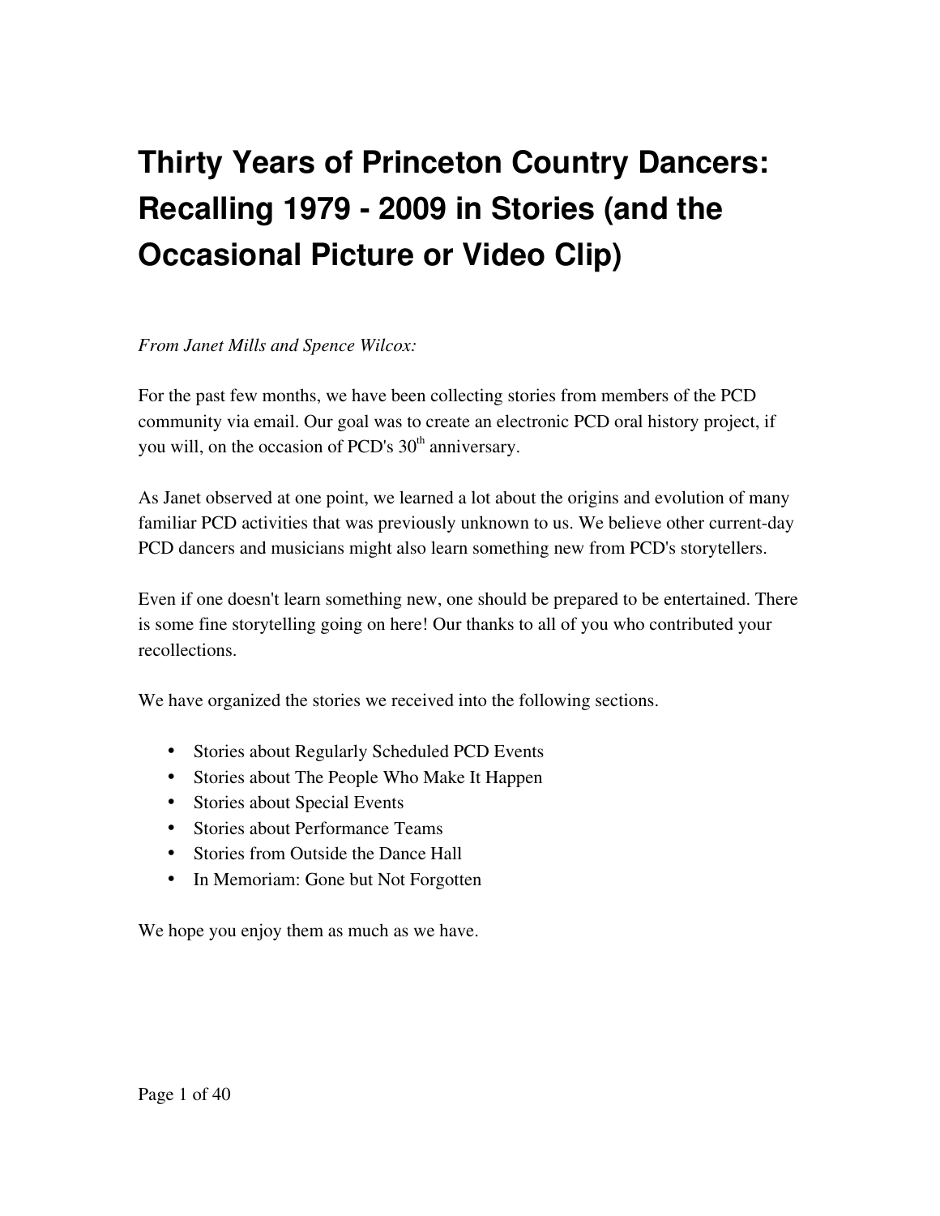# Thirty Years of Princeton Country Dancers: Recalling 1979 - 2009 in Stories (and the Occasional Picture or Video Clip)

*From Janet Mills and Spence Wilcox:*

For the past few months, we have been collecting stories from members of the PCD community via email. Our goal was to create an electronic PCD oral history project, if you will, on the occasion of PCD's 30th anniversary.

As Janet observed at one point, we learned a lot about the origins and evolution of many familiar PCD activities that was previously unknown to us. We believe other current-day PCD dancers and musicians might also learn something new from PCD's storytellers.

Even if one doesn't learn something new, one should be prepared to be entertained. There is some fine storytelling going on here! Our thanks to all of you who contributed your recollections.

We have organized the stories we received into the following sections.

- Stories about Regularly Scheduled PCD Events
- Stories about The People Who Make It Happen
- Stories about Special Events
- Stories about Performance Teams
- Stories from Outside the Dance Hall
- In Memoriam: Gone but Not Forgotten

We hope you enjoy them as much as we have.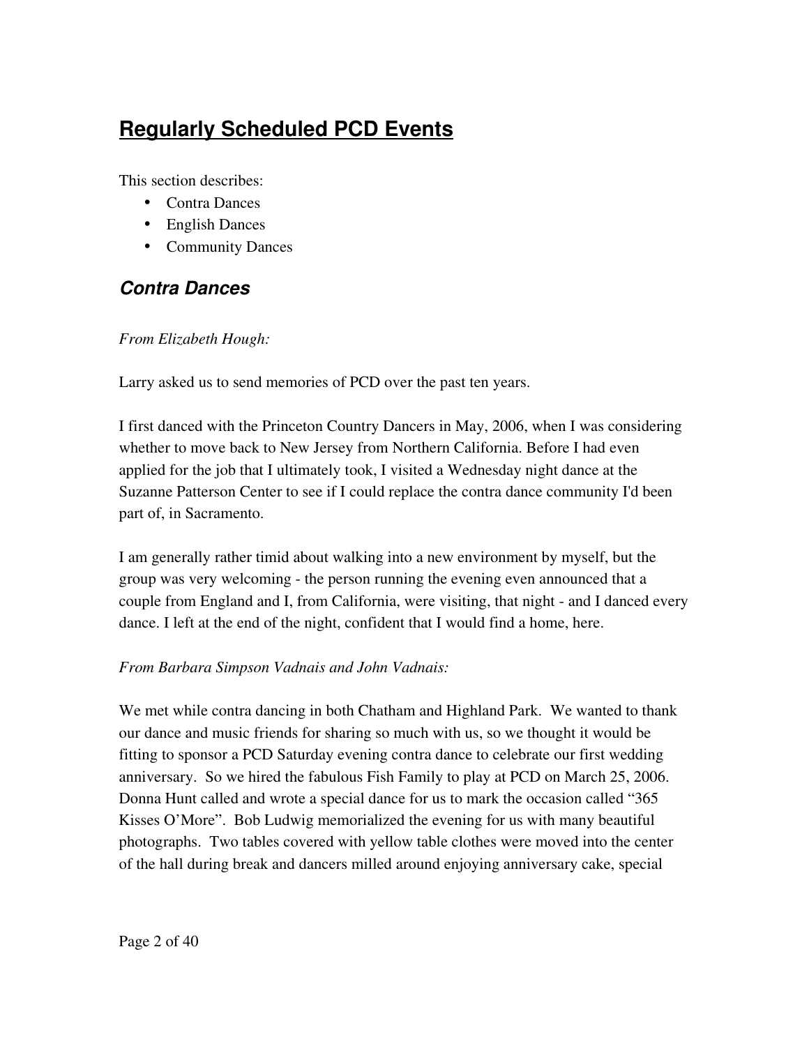# **Regularly Scheduled PCD Events**

This section describes:

- Contra Dances
- English Dances
- Community Dances

## ***Contra Dances***

*From Elizabeth Hough:*

Larry asked us to send memories of PCD over the past ten years.

I first danced with the Princeton Country Dancers in May, 2006, when I was considering whether to move back to New Jersey from Northern California. Before I had even applied for the job that I ultimately took, I visited a Wednesday night dance at the Suzanne Patterson Center to see if I could replace the contra dance community I'd been part of, in Sacramento.

I am generally rather timid about walking into a new environment by myself, but the group was very welcoming - the person running the evening even announced that a couple from England and I, from California, were visiting, that night - and I danced every dance. I left at the end of the night, confident that I would find a home, here.

*From Barbara Simpson Vadnais and John Vadnais:*

We met while contra dancing in both Chatham and Highland Park. We wanted to thank our dance and music friends for sharing so much with us, so we thought it would be fitting to sponsor a PCD Saturday evening contra dance to celebrate our first wedding anniversary. So we hired the fabulous Fish Family to play at PCD on March 25, 2006. Donna Hunt called and wrote a special dance for us to mark the occasion called "365 Kisses O'More". Bob Ludwig memorialized the evening for us with many beautiful photographs. Two tables covered with yellow table clothes were moved into the center of the hall during break and dancers milled around enjoying anniversary cake, special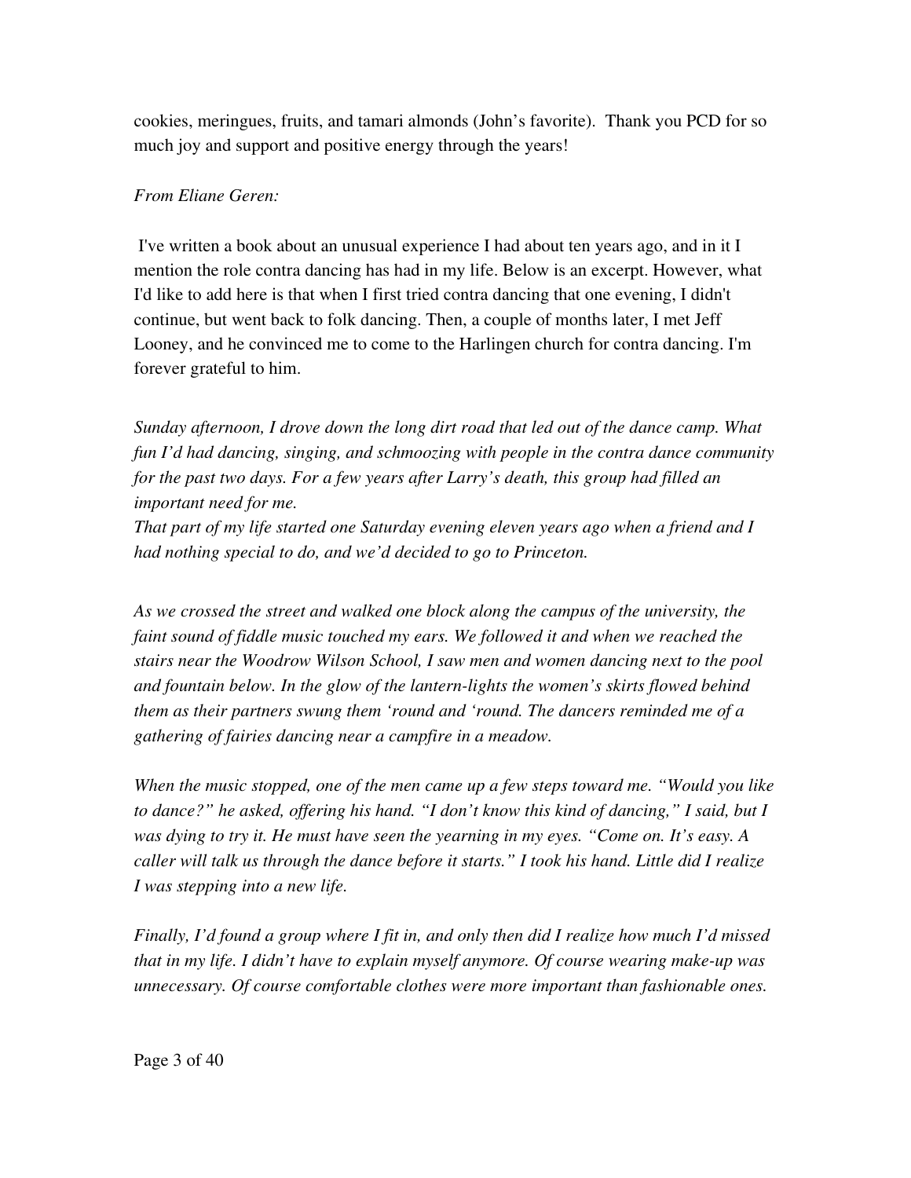cookies, meringues, fruits, and tamari almonds (John's favorite). Thank you PCD for so much joy and support and positive energy through the years!

*From Eliane Geren:*

I've written a book about an unusual experience I had about ten years ago, and in it I mention the role contra dancing has had in my life. Below is an excerpt. However, what I'd like to add here is that when I first tried contra dancing that one evening, I didn't continue, but went back to folk dancing. Then, a couple of months later, I met Jeff Looney, and he convinced me to come to the Harlingen church for contra dancing. I'm forever grateful to him.

*Sunday afternoon, I drove down the long dirt road that led out of the dance camp. What fun I'd had dancing, singing, and schmoozing with people in the contra dance community for the past two days. For a few years after Larry's death, this group had filled an important need for me.*
*That part of my life started one Saturday evening eleven years ago when a friend and I had nothing special to do, and we'd decided to go to Princeton.*

*As we crossed the street and walked one block along the campus of the university, the faint sound of fiddle music touched my ears. We followed it and when we reached the stairs near the Woodrow Wilson School, I saw men and women dancing next to the pool and fountain below. In the glow of the lantern-lights the women's skirts flowed behind them as their partners swung them 'round and 'round. The dancers reminded me of a gathering of fairies dancing near a campfire in a meadow.*

*When the music stopped, one of the men came up a few steps toward me. "Would you like to dance?" he asked, offering his hand. "I don't know this kind of dancing," I said, but I was dying to try it. He must have seen the yearning in my eyes. "Come on. It's easy. A caller will talk us through the dance before it starts." I took his hand. Little did I realize I was stepping into a new life.*

*Finally, I'd found a group where I fit in, and only then did I realize how much I'd missed that in my life. I didn't have to explain myself anymore. Of course wearing make-up was unnecessary. Of course comfortable clothes were more important than fashionable ones.*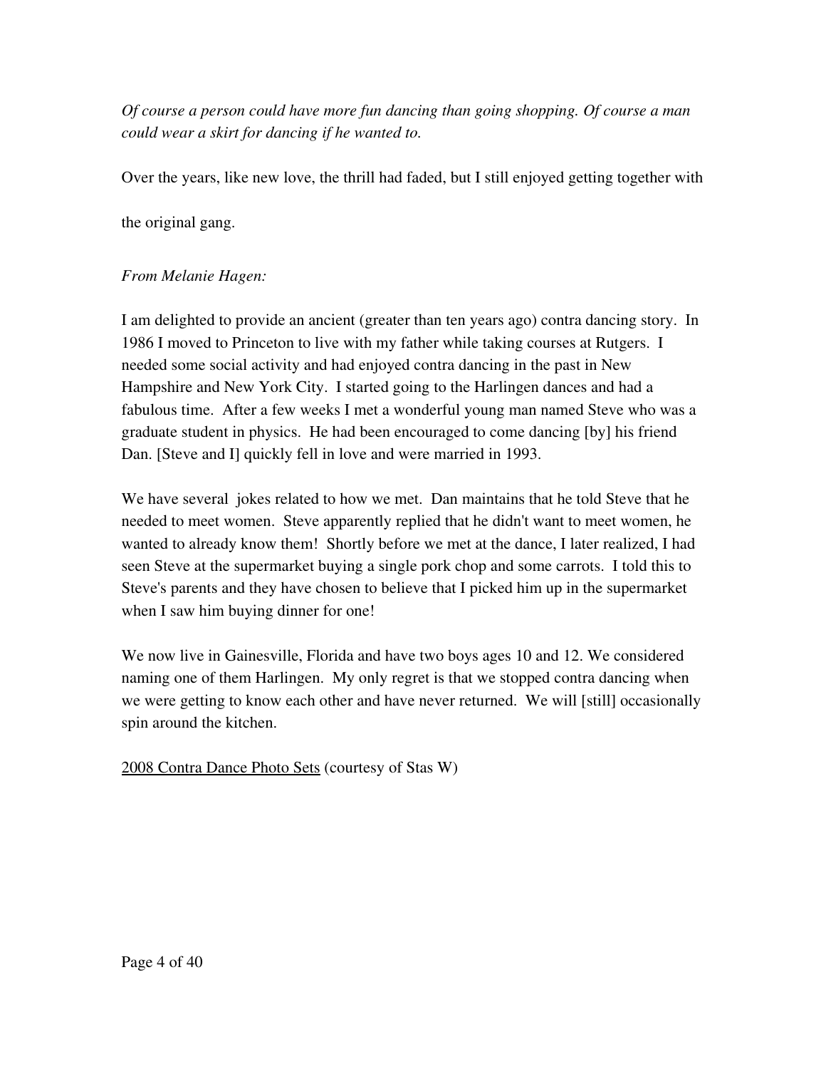*Of course a person could have more fun dancing than going shopping. Of course a man could wear a skirt for dancing if he wanted to.*

Over the years, like new love, the thrill had faded, but I still enjoyed getting together with the original gang.

*From Melanie Hagen:*

I am delighted to provide an ancient (greater than ten years ago) contra dancing story. In 1986 I moved to Princeton to live with my father while taking courses at Rutgers. I needed some social activity and had enjoyed contra dancing in the past in New Hampshire and New York City. I started going to the Harlingen dances and had a fabulous time. After a few weeks I met a wonderful young man named Steve who was a graduate student in physics. He had been encouraged to come dancing [by] his friend Dan. [Steve and I] quickly fell in love and were married in 1993.

We have several jokes related to how we met. Dan maintains that he told Steve that he needed to meet women. Steve apparently replied that he didn't want to meet women, he wanted to already know them! Shortly before we met at the dance, I later realized, I had seen Steve at the supermarket buying a single pork chop and some carrots. I told this to Steve's parents and they have chosen to believe that I picked him up in the supermarket when I saw him buying dinner for one!

We now live in Gainesville, Florida and have two boys ages 10 and 12. We considered naming one of them Harlingen. My only regret is that we stopped contra dancing when we were getting to know each other and have never returned. We will [still] occasionally spin around the kitchen.

2008 Contra Dance Photo Sets (courtesy of Stas W)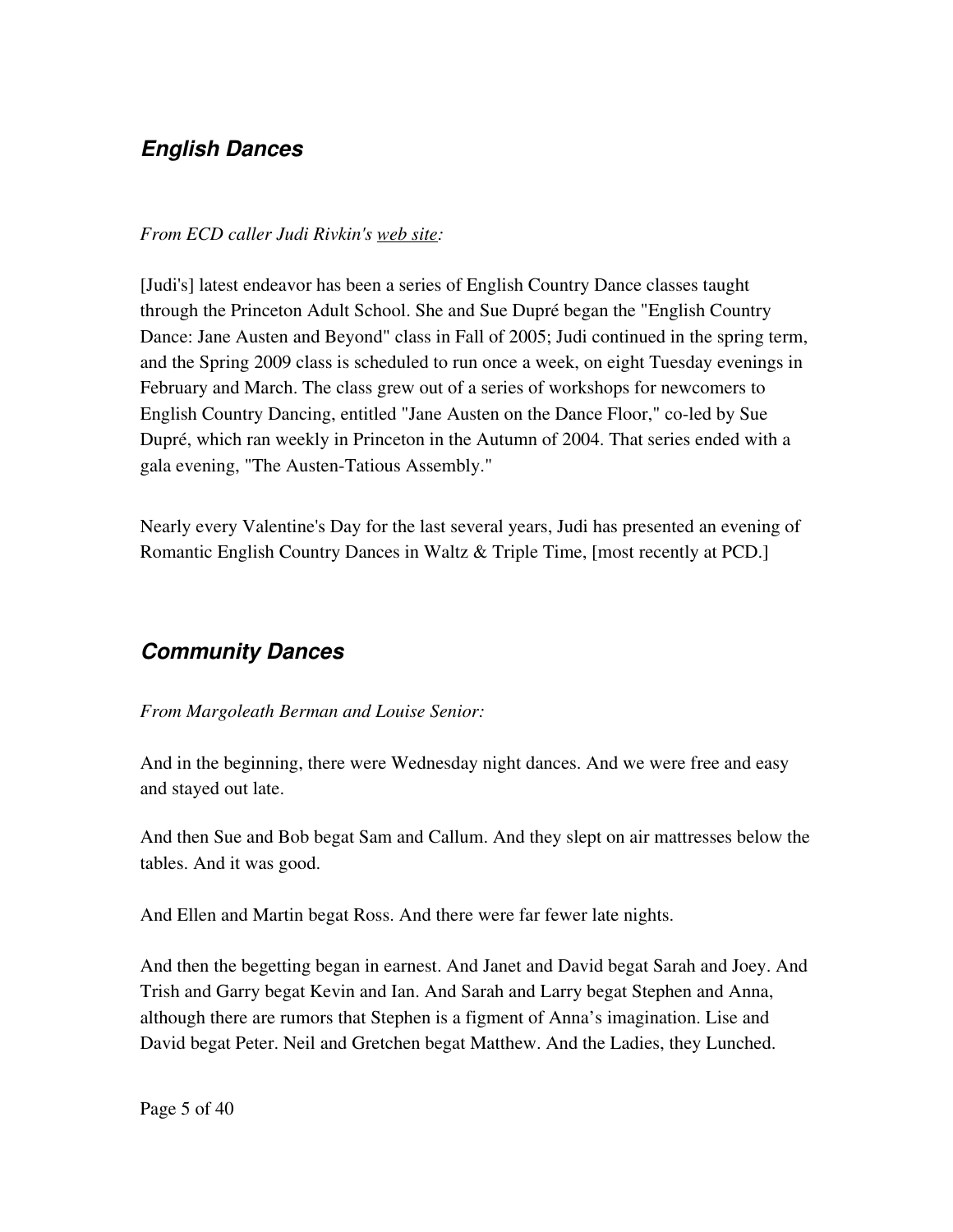## *English Dances*

*From ECD caller Judi Rivkin's web site:*

[Judi's] latest endeavor has been a series of English Country Dance classes taught through the Princeton Adult School. She and Sue Dupré began the "English Country Dance: Jane Austen and Beyond" class in Fall of 2005; Judi continued in the spring term, and the Spring 2009 class is scheduled to run once a week, on eight Tuesday evenings in February and March. The class grew out of a series of workshops for newcomers to English Country Dancing, entitled "Jane Austen on the Dance Floor," co-led by Sue Dupré, which ran weekly in Princeton in the Autumn of 2004. That series ended with a gala evening, "The Austen-Tatious Assembly."

Nearly every Valentine's Day for the last several years, Judi has presented an evening of Romantic English Country Dances in Waltz & Triple Time, [most recently at PCD.]

## *Community Dances*

*From Margoleath Berman and Louise Senior:*

And in the beginning, there were Wednesday night dances. And we were free and easy and stayed out late.

And then Sue and Bob begat Sam and Callum. And they slept on air mattresses below the tables. And it was good.

And Ellen and Martin begat Ross. And there were far fewer late nights.

And then the begetting began in earnest. And Janet and David begat Sarah and Joey. And Trish and Garry begat Kevin and Ian. And Sarah and Larry begat Stephen and Anna, although there are rumors that Stephen is a figment of Anna's imagination. Lise and David begat Peter. Neil and Gretchen begat Matthew. And the Ladies, they Lunched.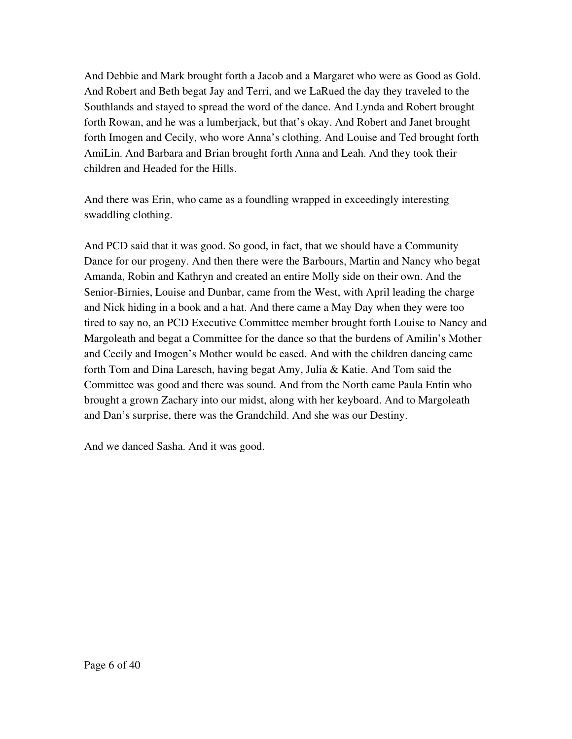And Debbie and Mark brought forth a Jacob and a Margaret who were as Good as Gold. And Robert and Beth begat Jay and Terri, and we LaRued the day they traveled to the Southlands and stayed to spread the word of the dance. And Lynda and Robert brought forth Rowan, and he was a lumberjack, but that's okay. And Robert and Janet brought forth Imogen and Cecily, who wore Anna's clothing. And Louise and Ted brought forth AmiLin. And Barbara and Brian brought forth Anna and Leah. And they took their children and Headed for the Hills.

And there was Erin, who came as a foundling wrapped in exceedingly interesting swaddling clothing.

And PCD said that it was good. So good, in fact, that we should have a Community Dance for our progeny. And then there were the Barbours, Martin and Nancy who begat Amanda, Robin and Kathryn and created an entire Molly side on their own. And the Senior-Birnies, Louise and Dunbar, came from the West, with April leading the charge and Nick hiding in a book and a hat. And there came a May Day when they were too tired to say no, an PCD Executive Committee member brought forth Louise to Nancy and Margoleath and begat a Committee for the dance so that the burdens of Amilin's Mother and Cecily and Imogen's Mother would be eased. And with the children dancing came forth Tom and Dina Laresch, having begat Amy, Julia & Katie. And Tom said the Committee was good and there was sound. And from the North came Paula Entin who brought a grown Zachary into our midst, along with her keyboard. And to Margoleath and Dan's surprise, there was the Grandchild. And she was our Destiny.

And we danced Sasha. And it was good.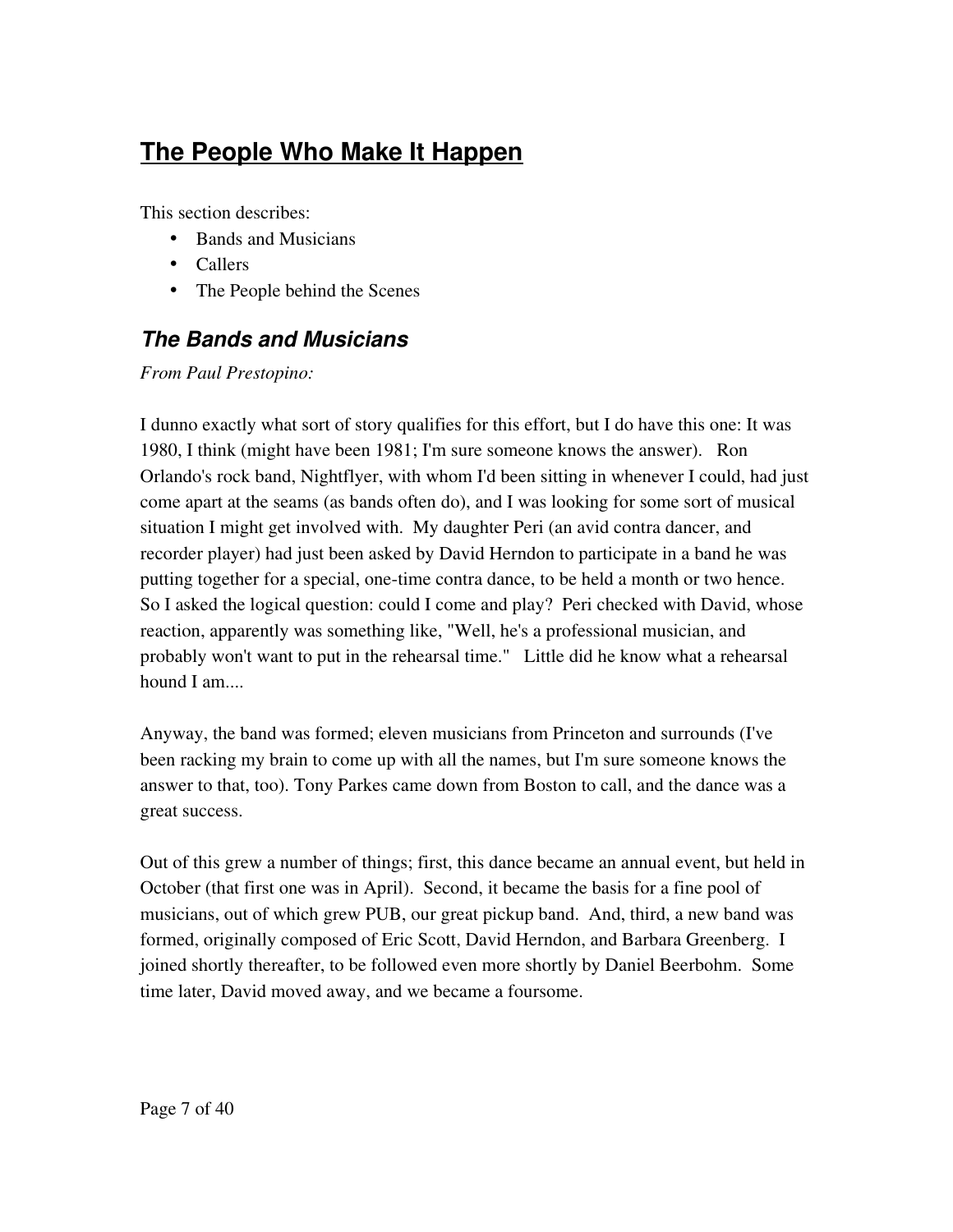# The People Who Make It Happen

This section describes:

- Bands and Musicians
- Callers
- The People behind the Scenes

## The Bands and Musicians

*From Paul Prestopino:*

I dunno exactly what sort of story qualifies for this effort, but I do have this one: It was 1980, I think (might have been 1981; I'm sure someone knows the answer). Ron Orlando's rock band, Nightflyer, with whom I'd been sitting in whenever I could, had just come apart at the seams (as bands often do), and I was looking for some sort of musical situation I might get involved with. My daughter Peri (an avid contra dancer, and recorder player) had just been asked by David Herndon to participate in a band he was putting together for a special, one-time contra dance, to be held a month or two hence. So I asked the logical question: could I come and play? Peri checked with David, whose reaction, apparently was something like, "Well, he's a professional musician, and probably won't want to put in the rehearsal time." Little did he know what a rehearsal hound I am....

Anyway, the band was formed; eleven musicians from Princeton and surrounds (I've been racking my brain to come up with all the names, but I'm sure someone knows the answer to that, too). Tony Parkes came down from Boston to call, and the dance was a great success.

Out of this grew a number of things; first, this dance became an annual event, but held in October (that first one was in April). Second, it became the basis for a fine pool of musicians, out of which grew PUB, our great pickup band. And, third, a new band was formed, originally composed of Eric Scott, David Herndon, and Barbara Greenberg. I joined shortly thereafter, to be followed even more shortly by Daniel Beerbohm. Some time later, David moved away, and we became a foursome.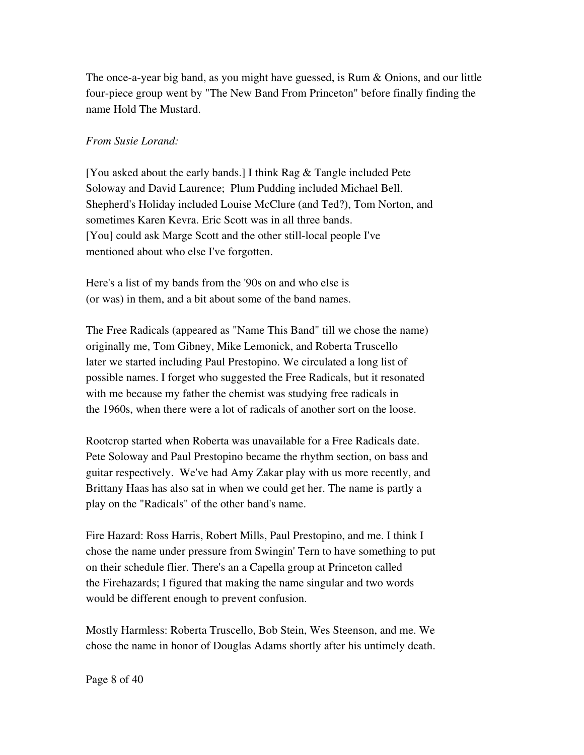The once-a-year big band, as you might have guessed, is Rum & Onions, and our little four-piece group went by "The New Band From Princeton" before finally finding the name Hold The Mustard.

*From Susie Lorand:*

[You asked about the early bands.] I think Rag & Tangle included Pete Soloway and David Laurence; Plum Pudding included Michael Bell. Shepherd's Holiday included Louise McClure (and Ted?), Tom Norton, and sometimes Karen Kevra. Eric Scott was in all three bands. [You] could ask Marge Scott and the other still-local people I've mentioned about who else I've forgotten.

Here's a list of my bands from the '90s on and who else is (or was) in them, and a bit about some of the band names.

The Free Radicals (appeared as "Name This Band" till we chose the name) originally me, Tom Gibney, Mike Lemonick, and Roberta Truscello later we started including Paul Prestopino. We circulated a long list of possible names. I forget who suggested the Free Radicals, but it resonated with me because my father the chemist was studying free radicals in the 1960s, when there were a lot of radicals of another sort on the loose.

Rootcrop started when Roberta was unavailable for a Free Radicals date. Pete Soloway and Paul Prestopino became the rhythm section, on bass and guitar respectively. We've had Amy Zakar play with us more recently, and Brittany Haas has also sat in when we could get her. The name is partly a play on the "Radicals" of the other band's name.

Fire Hazard: Ross Harris, Robert Mills, Paul Prestopino, and me. I think I chose the name under pressure from Swingin' Tern to have something to put on their schedule flier. There's an a Capella group at Princeton called the Firehazards; I figured that making the name singular and two words would be different enough to prevent confusion.

Mostly Harmless: Roberta Truscello, Bob Stein, Wes Steenson, and me. We chose the name in honor of Douglas Adams shortly after his untimely death.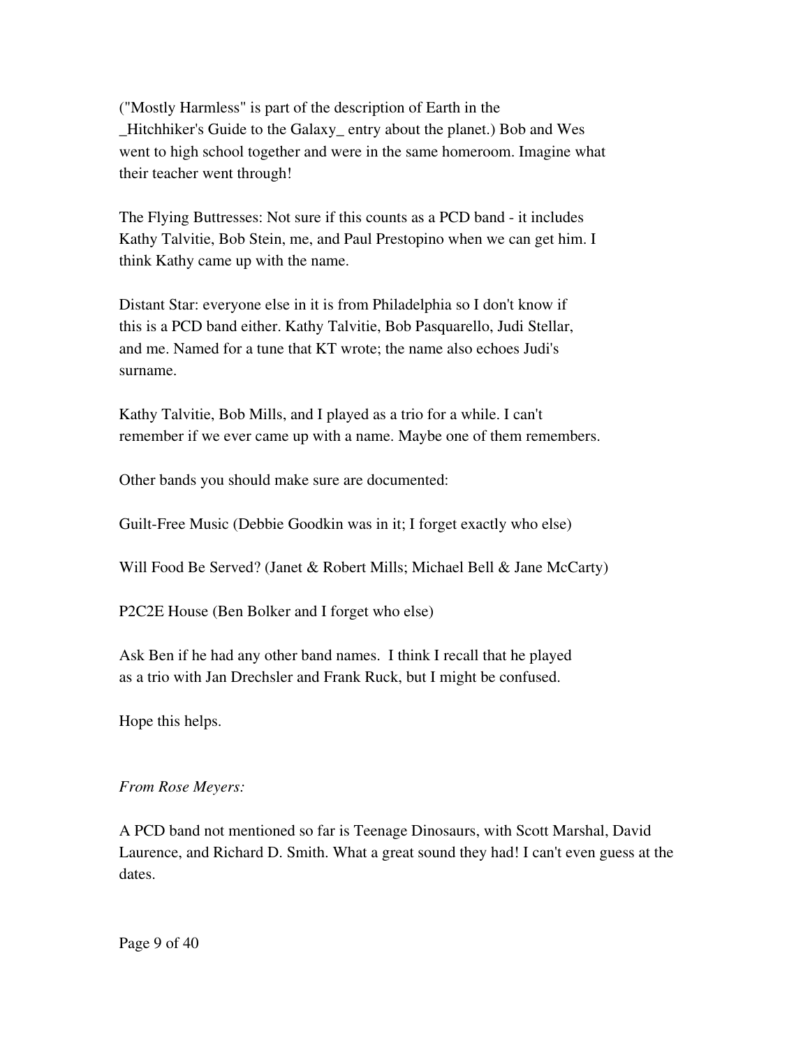("Mostly Harmless" is part of the description of Earth in the _Hitchhiker's Guide to the Galaxy_ entry about the planet.) Bob and Wes went to high school together and were in the same homeroom. Imagine what their teacher went through!

The Flying Buttresses: Not sure if this counts as a PCD band - it includes Kathy Talvitie, Bob Stein, me, and Paul Prestopino when we can get him. I think Kathy came up with the name.

Distant Star: everyone else in it is from Philadelphia so I don't know if this is a PCD band either. Kathy Talvitie, Bob Pasquarello, Judi Stellar, and me. Named for a tune that KT wrote; the name also echoes Judi's surname.

Kathy Talvitie, Bob Mills, and I played as a trio for a while. I can't remember if we ever came up with a name. Maybe one of them remembers.

Other bands you should make sure are documented:

Guilt-Free Music (Debbie Goodkin was in it; I forget exactly who else)

Will Food Be Served? (Janet & Robert Mills; Michael Bell & Jane McCarty)

P2C2E House (Ben Bolker and I forget who else)

Ask Ben if he had any other band names. I think I recall that he played as a trio with Jan Drechsler and Frank Ruck, but I might be confused.

Hope this helps.

*From Rose Meyers:*

A PCD band not mentioned so far is Teenage Dinosaurs, with Scott Marshal, David Laurence, and Richard D. Smith. What a great sound they had! I can't even guess at the dates.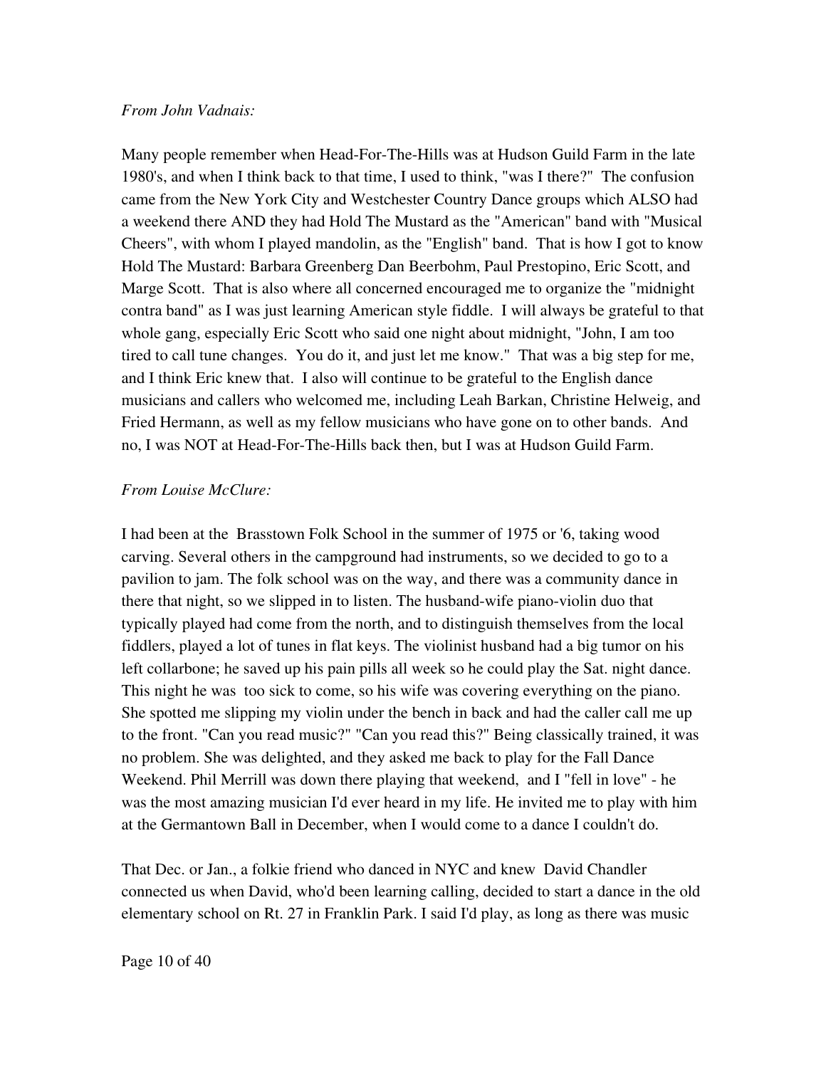*From John Vadnais:*

Many people remember when Head-For-The-Hills was at Hudson Guild Farm in the late 1980's, and when I think back to that time, I used to think, "was I there?" The confusion came from the New York City and Westchester Country Dance groups which ALSO had a weekend there AND they had Hold The Mustard as the "American" band with "Musical Cheers", with whom I played mandolin, as the "English" band. That is how I got to know Hold The Mustard: Barbara Greenberg Dan Beerbohm, Paul Prestopino, Eric Scott, and Marge Scott. That is also where all concerned encouraged me to organize the "midnight contra band" as I was just learning American style fiddle. I will always be grateful to that whole gang, especially Eric Scott who said one night about midnight, "John, I am too tired to call tune changes. You do it, and just let me know." That was a big step for me, and I think Eric knew that. I also will continue to be grateful to the English dance musicians and callers who welcomed me, including Leah Barkan, Christine Helweig, and Fried Hermann, as well as my fellow musicians who have gone on to other bands. And no, I was NOT at Head-For-The-Hills back then, but I was at Hudson Guild Farm.

*From Louise McClure:*

I had been at the Brasstown Folk School in the summer of 1975 or '6, taking wood carving. Several others in the campground had instruments, so we decided to go to a pavilion to jam. The folk school was on the way, and there was a community dance in there that night, so we slipped in to listen. The husband-wife piano-violin duo that typically played had come from the north, and to distinguish themselves from the local fiddlers, played a lot of tunes in flat keys. The violinist husband had a big tumor on his left collarbone; he saved up his pain pills all week so he could play the Sat. night dance. This night he was too sick to come, so his wife was covering everything on the piano. She spotted me slipping my violin under the bench in back and had the caller call me up to the front. "Can you read music?" "Can you read this?" Being classically trained, it was no problem. She was delighted, and they asked me back to play for the Fall Dance Weekend. Phil Merrill was down there playing that weekend, and I "fell in love" - he was the most amazing musician I'd ever heard in my life. He invited me to play with him at the Germantown Ball in December, when I would come to a dance I couldn't do.

That Dec. or Jan., a folkie friend who danced in NYC and knew David Chandler connected us when David, who'd been learning calling, decided to start a dance in the old elementary school on Rt. 27 in Franklin Park. I said I'd play, as long as there was music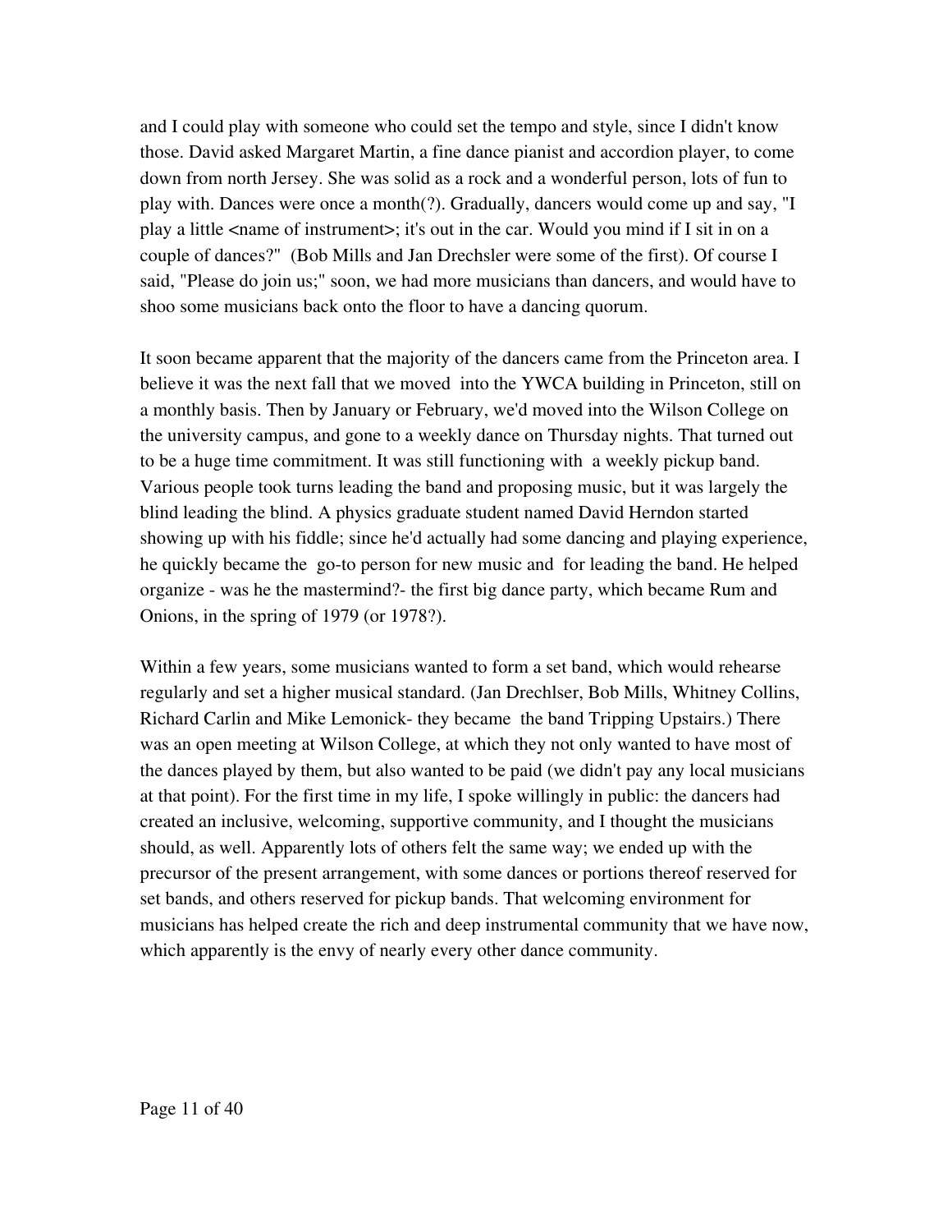and I could play with someone who could set the tempo and style, since I didn't know those. David asked Margaret Martin, a fine dance pianist and accordion player, to come down from north Jersey. She was solid as a rock and a wonderful person, lots of fun to play with. Dances were once a month(?). Gradually, dancers would come up and say, "I play a little <name of instrument>; it's out in the car. Would you mind if I sit in on a couple of dances?" (Bob Mills and Jan Drechsler were some of the first). Of course I said, "Please do join us;" soon, we had more musicians than dancers, and would have to shoo some musicians back onto the floor to have a dancing quorum.

It soon became apparent that the majority of the dancers came from the Princeton area. I believe it was the next fall that we moved into the YWCA building in Princeton, still on a monthly basis. Then by January or February, we'd moved into the Wilson College on the university campus, and gone to a weekly dance on Thursday nights. That turned out to be a huge time commitment. It was still functioning with a weekly pickup band. Various people took turns leading the band and proposing music, but it was largely the blind leading the blind. A physics graduate student named David Herndon started showing up with his fiddle; since he'd actually had some dancing and playing experience, he quickly became the go-to person for new music and for leading the band. He helped organize - was he the mastermind?- the first big dance party, which became Rum and Onions, in the spring of 1979 (or 1978?).

Within a few years, some musicians wanted to form a set band, which would rehearse regularly and set a higher musical standard. (Jan Drechlser, Bob Mills, Whitney Collins, Richard Carlin and Mike Lemonick- they became the band Tripping Upstairs.) There was an open meeting at Wilson College, at which they not only wanted to have most of the dances played by them, but also wanted to be paid (we didn't pay any local musicians at that point). For the first time in my life, I spoke willingly in public: the dancers had created an inclusive, welcoming, supportive community, and I thought the musicians should, as well. Apparently lots of others felt the same way; we ended up with the precursor of the present arrangement, with some dances or portions thereof reserved for set bands, and others reserved for pickup bands. That welcoming environment for musicians has helped create the rich and deep instrumental community that we have now, which apparently is the envy of nearly every other dance community.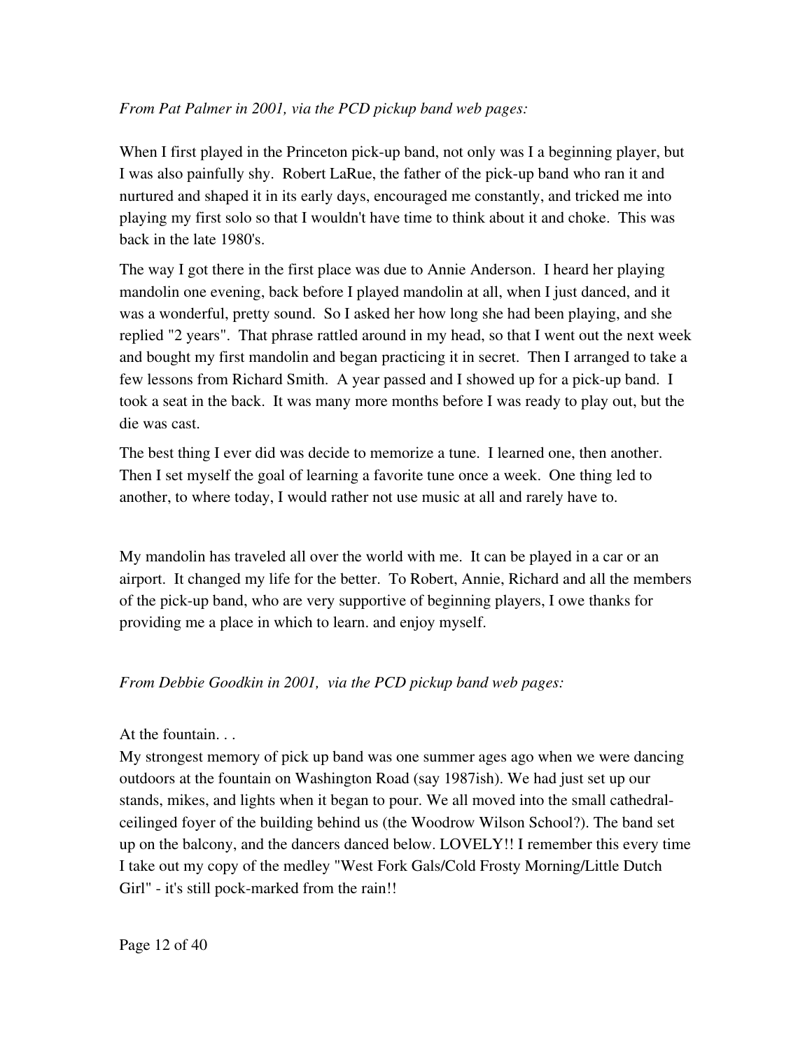*From Pat Palmer in 2001, via the PCD pickup band web pages:*

When I first played in the Princeton pick-up band, not only was I a beginning player, but I was also painfully shy. Robert LaRue, the father of the pick-up band who ran it and nurtured and shaped it in its early days, encouraged me constantly, and tricked me into playing my first solo so that I wouldn't have time to think about it and choke. This was back in the late 1980's.

The way I got there in the first place was due to Annie Anderson. I heard her playing mandolin one evening, back before I played mandolin at all, when I just danced, and it was a wonderful, pretty sound. So I asked her how long she had been playing, and she replied "2 years". That phrase rattled around in my head, so that I went out the next week and bought my first mandolin and began practicing it in secret. Then I arranged to take a few lessons from Richard Smith. A year passed and I showed up for a pick-up band. I took a seat in the back. It was many more months before I was ready to play out, but the die was cast.

The best thing I ever did was decide to memorize a tune. I learned one, then another. Then I set myself the goal of learning a favorite tune once a week. One thing led to another, to where today, I would rather not use music at all and rarely have to.

My mandolin has traveled all over the world with me. It can be played in a car or an airport. It changed my life for the better. To Robert, Annie, Richard and all the members of the pick-up band, who are very supportive of beginning players, I owe thanks for providing me a place in which to learn. and enjoy myself.

*From Debbie Goodkin in 2001, via the PCD pickup band web pages:*

At the fountain. . .
My strongest memory of pick up band was one summer ages ago when we were dancing outdoors at the fountain on Washington Road (say 1987ish). We had just set up our stands, mikes, and lights when it began to pour. We all moved into the small cathedral-ceilinged foyer of the building behind us (the Woodrow Wilson School?). The band set up on the balcony, and the dancers danced below. LOVELY!! I remember this every time I take out my copy of the medley "West Fork Gals/Cold Frosty Morning/Little Dutch Girl" - it's still pock-marked from the rain!!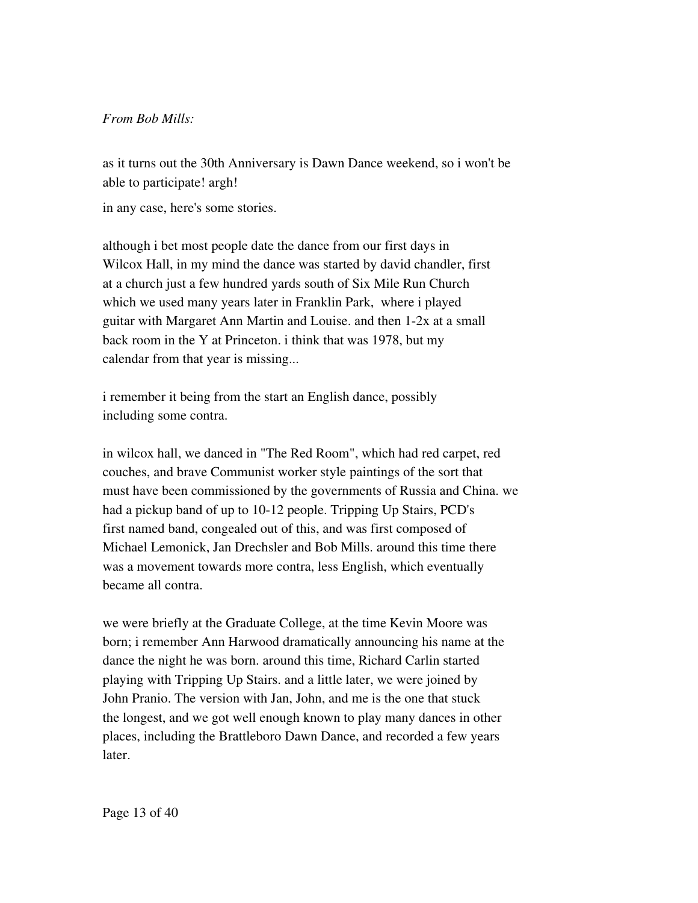*From Bob Mills:*

as it turns out the 30th Anniversary is Dawn Dance weekend, so i won't be able to participate! argh!

in any case, here's some stories.

although i bet most people date the dance from our first days in Wilcox Hall, in my mind the dance was started by david chandler, first at a church just a few hundred yards south of Six Mile Run Church which we used many years later in Franklin Park, where i played guitar with Margaret Ann Martin and Louise. and then 1-2x at a small back room in the Y at Princeton. i think that was 1978, but my calendar from that year is missing...

i remember it being from the start an English dance, possibly including some contra.

in wilcox hall, we danced in "The Red Room", which had red carpet, red couches, and brave Communist worker style paintings of the sort that must have been commissioned by the governments of Russia and China. we had a pickup band of up to 10-12 people. Tripping Up Stairs, PCD's first named band, congealed out of this, and was first composed of Michael Lemonick, Jan Drechsler and Bob Mills. around this time there was a movement towards more contra, less English, which eventually became all contra.

we were briefly at the Graduate College, at the time Kevin Moore was born; i remember Ann Harwood dramatically announcing his name at the dance the night he was born. around this time, Richard Carlin started playing with Tripping Up Stairs. and a little later, we were joined by John Pranio. The version with Jan, John, and me is the one that stuck the longest, and we got well enough known to play many dances in other places, including the Brattleboro Dawn Dance, and recorded a few years later.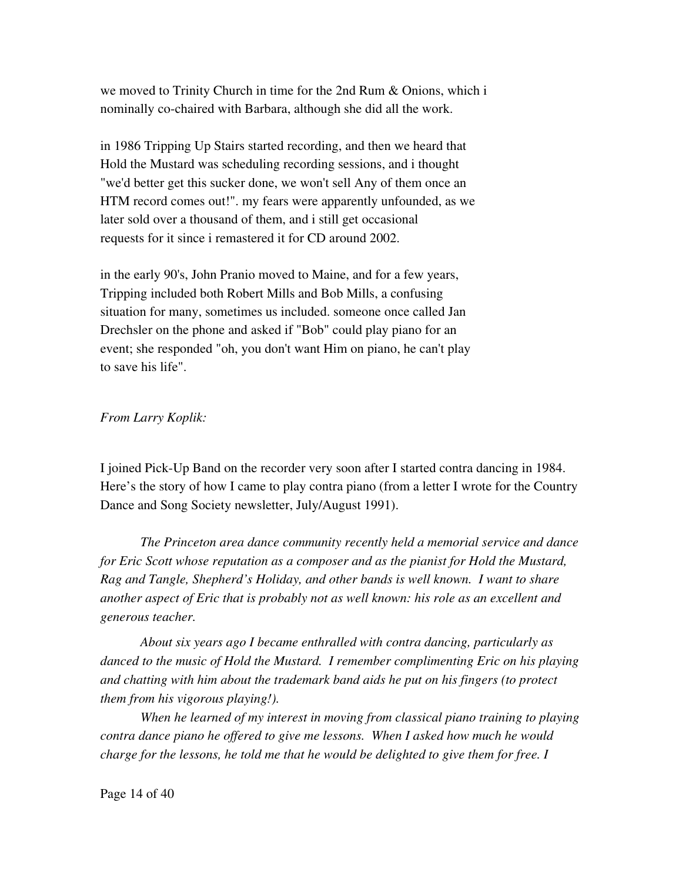we moved to Trinity Church in time for the 2nd Rum & Onions, which i nominally co-chaired with Barbara, although she did all the work.

in 1986 Tripping Up Stairs started recording, and then we heard that Hold the Mustard was scheduling recording sessions, and i thought "we'd better get this sucker done, we won't sell Any of them once an HTM record comes out!". my fears were apparently unfounded, as we later sold over a thousand of them, and i still get occasional requests for it since i remastered it for CD around 2002.

in the early 90's, John Pranio moved to Maine, and for a few years, Tripping included both Robert Mills and Bob Mills, a confusing situation for many, sometimes us included. someone once called Jan Drechsler on the phone and asked if "Bob" could play piano for an event; she responded "oh, you don't want Him on piano, he can't play to save his life".

*From Larry Koplik:*

I joined Pick-Up Band on the recorder very soon after I started contra dancing in 1984. Here's the story of how I came to play contra piano (from a letter I wrote for the Country Dance and Song Society newsletter, July/August 1991).

*The Princeton area dance community recently held a memorial service and dance for Eric Scott whose reputation as a composer and as the pianist for Hold the Mustard, Rag and Tangle, Shepherd's Holiday, and other bands is well known. I want to share another aspect of Eric that is probably not as well known: his role as an excellent and generous teacher.*

*About six years ago I became enthralled with contra dancing, particularly as danced to the music of Hold the Mustard. I remember complimenting Eric on his playing and chatting with him about the trademark band aids he put on his fingers (to protect them from his vigorous playing!).*

*When he learned of my interest in moving from classical piano training to playing contra dance piano he offered to give me lessons. When I asked how much he would charge for the lessons, he told me that he would be delighted to give them for free. I*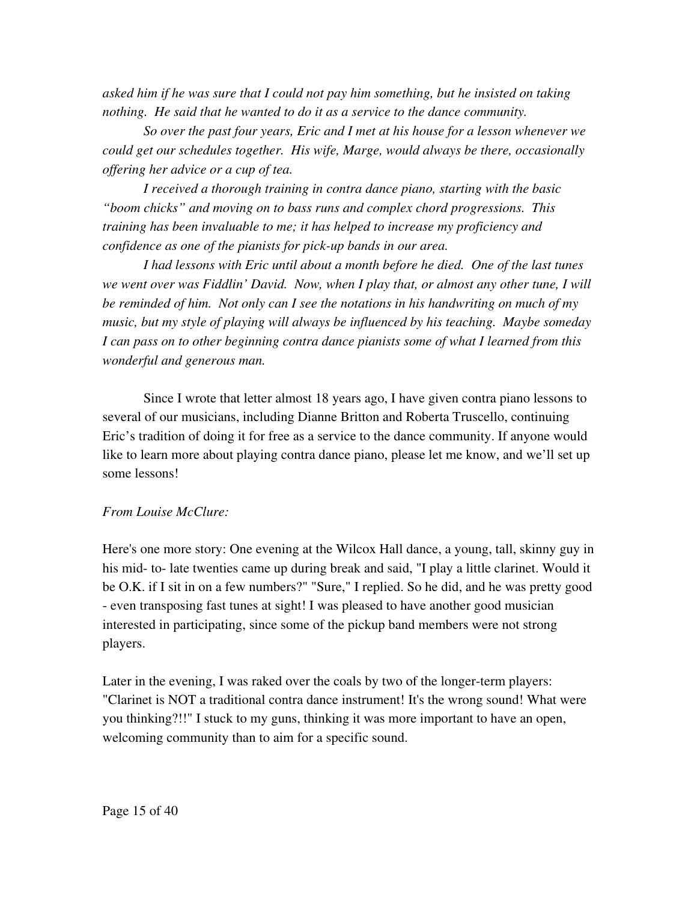*asked him if he was sure that I could not pay him something, but he insisted on taking nothing. He said that he wanted to do it as a service to the dance community.*

*So over the past four years, Eric and I met at his house for a lesson whenever we could get our schedules together. His wife, Marge, would always be there, occasionally offering her advice or a cup of tea.*

*I received a thorough training in contra dance piano, starting with the basic "boom chicks" and moving on to bass runs and complex chord progressions. This training has been invaluable to me; it has helped to increase my proficiency and confidence as one of the pianists for pick-up bands in our area.*

*I had lessons with Eric until about a month before he died. One of the last tunes we went over was Fiddlin' David. Now, when I play that, or almost any other tune, I will be reminded of him. Not only can I see the notations in his handwriting on much of my music, but my style of playing will always be influenced by his teaching. Maybe someday I can pass on to other beginning contra dance pianists some of what I learned from this wonderful and generous man.*

Since I wrote that letter almost 18 years ago, I have given contra piano lessons to several of our musicians, including Dianne Britton and Roberta Truscello, continuing Eric's tradition of doing it for free as a service to the dance community. If anyone would like to learn more about playing contra dance piano, please let me know, and we'll set up some lessons!

*From Louise McClure:*

Here's one more story: One evening at the Wilcox Hall dance, a young, tall, skinny guy in his mid- to- late twenties came up during break and said, "I play a little clarinet. Would it be O.K. if I sit in on a few numbers?" "Sure," I replied. So he did, and he was pretty good - even transposing fast tunes at sight! I was pleased to have another good musician interested in participating, since some of the pickup band members were not strong players.

Later in the evening, I was raked over the coals by two of the longer-term players: "Clarinet is NOT a traditional contra dance instrument! It's the wrong sound! What were you thinking?!!" I stuck to my guns, thinking it was more important to have an open, welcoming community than to aim for a specific sound.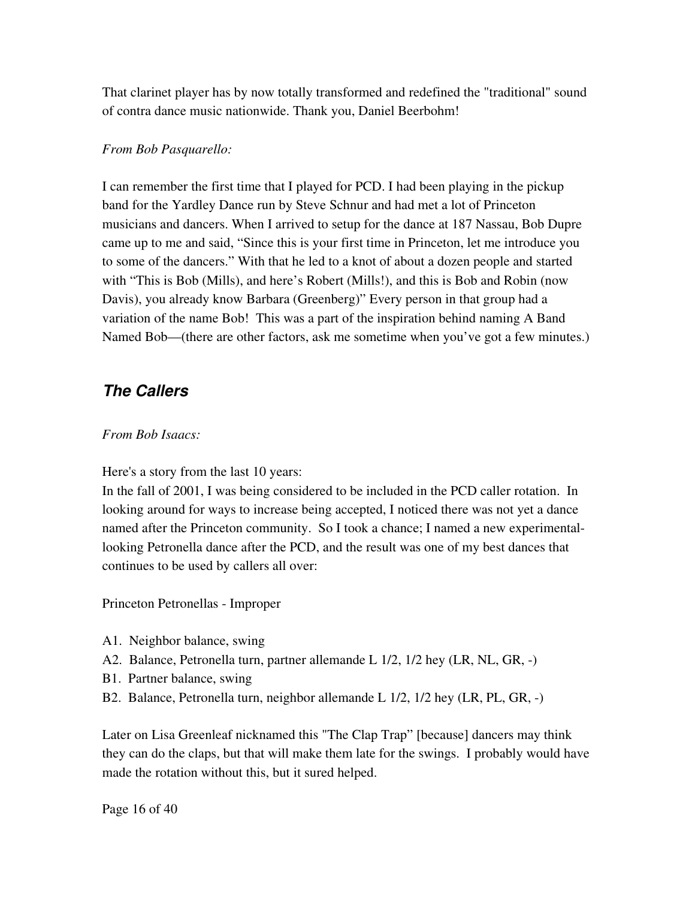That clarinet player has by now totally transformed and redefined the "traditional" sound of contra dance music nationwide. Thank you, Daniel Beerbohm!

*From Bob Pasquarello:*

I can remember the first time that I played for PCD. I had been playing in the pickup band for the Yardley Dance run by Steve Schnur and had met a lot of Princeton musicians and dancers. When I arrived to setup for the dance at 187 Nassau, Bob Dupre came up to me and said, "Since this is your first time in Princeton, let me introduce you to some of the dancers." With that he led to a knot of about a dozen people and started with "This is Bob (Mills), and here's Robert (Mills!), and this is Bob and Robin (now Davis), you already know Barbara (Greenberg)" Every person in that group had a variation of the name Bob! This was a part of the inspiration behind naming A Band Named Bob—(there are other factors, ask me sometime when you've got a few minutes.)

## *The Callers*

*From Bob Isaacs:*

Here's a story from the last 10 years:
In the fall of 2001, I was being considered to be included in the PCD caller rotation. In looking around for ways to increase being accepted, I noticed there was not yet a dance named after the Princeton community. So I took a chance; I named a new experimental-looking Petronella dance after the PCD, and the result was one of my best dances that continues to be used by callers all over:

Princeton Petronellas - Improper

A1. Neighbor balance, swing
A2. Balance, Petronella turn, partner allemande L 1/2, 1/2 hey (LR, NL, GR, -)
B1. Partner balance, swing
B2. Balance, Petronella turn, neighbor allemande L 1/2, 1/2 hey (LR, PL, GR, -)

Later on Lisa Greenleaf nicknamed this "The Clap Trap" [because] dancers may think they can do the claps, but that will make them late for the swings. I probably would have made the rotation without this, but it sured helped.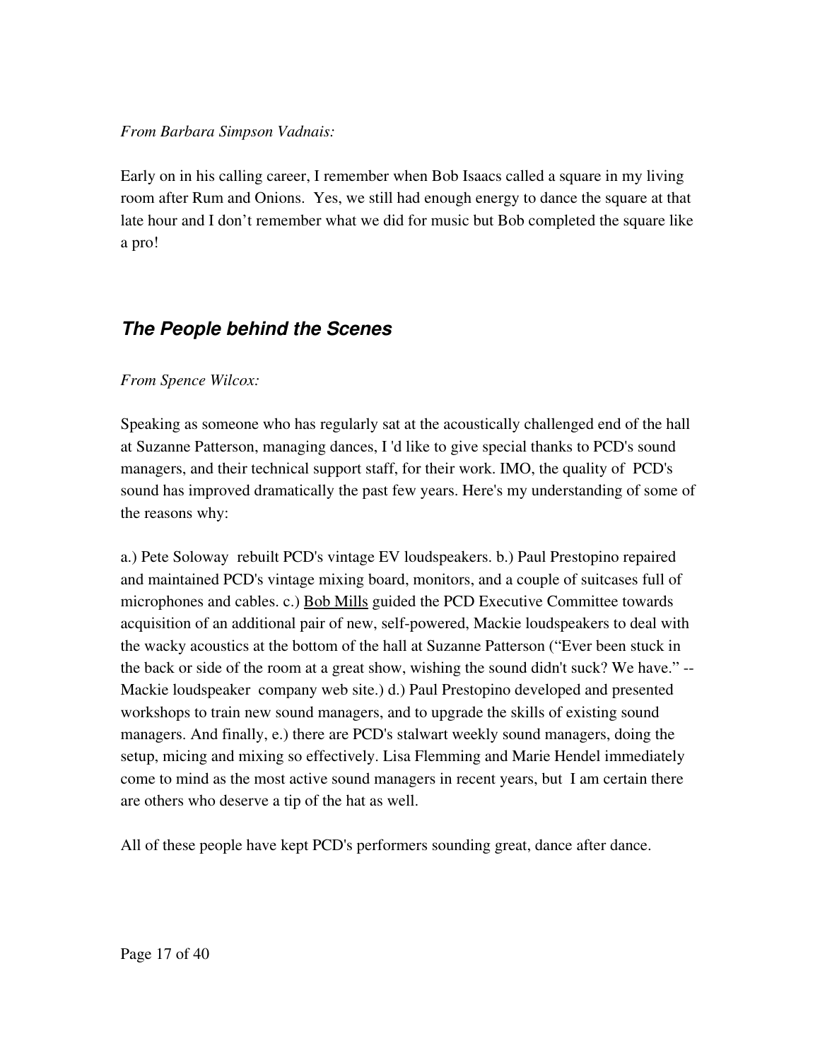*From Barbara Simpson Vadnais:*

Early on in his calling career, I remember when Bob Isaacs called a square in my living room after Rum and Onions. Yes, we still had enough energy to dance the square at that late hour and I don't remember what we did for music but Bob completed the square like a pro!

## *The People behind the Scenes*

*From Spence Wilcox:*

Speaking as someone who has regularly sat at the acoustically challenged end of the hall at Suzanne Patterson, managing dances, I 'd like to give special thanks to PCD's sound managers, and their technical support staff, for their work. IMO, the quality of PCD's sound has improved dramatically the past few years. Here's my understanding of some of the reasons why:

a.) Pete Soloway rebuilt PCD's vintage EV loudspeakers. b.) Paul Prestopino repaired and maintained PCD's vintage mixing board, monitors, and a couple of suitcases full of microphones and cables. c.) <u>Bob Mills</u> guided the PCD Executive Committee towards acquisition of an additional pair of new, self-powered, Mackie loudspeakers to deal with the wacky acoustics at the bottom of the hall at Suzanne Patterson ("Ever been stuck in the back or side of the room at a great show, wishing the sound didn't suck? We have." -- Mackie loudspeaker company web site.) d.) Paul Prestopino developed and presented workshops to train new sound managers, and to upgrade the skills of existing sound managers. And finally, e.) there are PCD's stalwart weekly sound managers, doing the setup, micing and mixing so effectively. Lisa Flemming and Marie Hendel immediately come to mind as the most active sound managers in recent years, but I am certain there are others who deserve a tip of the hat as well.

All of these people have kept PCD's performers sounding great, dance after dance.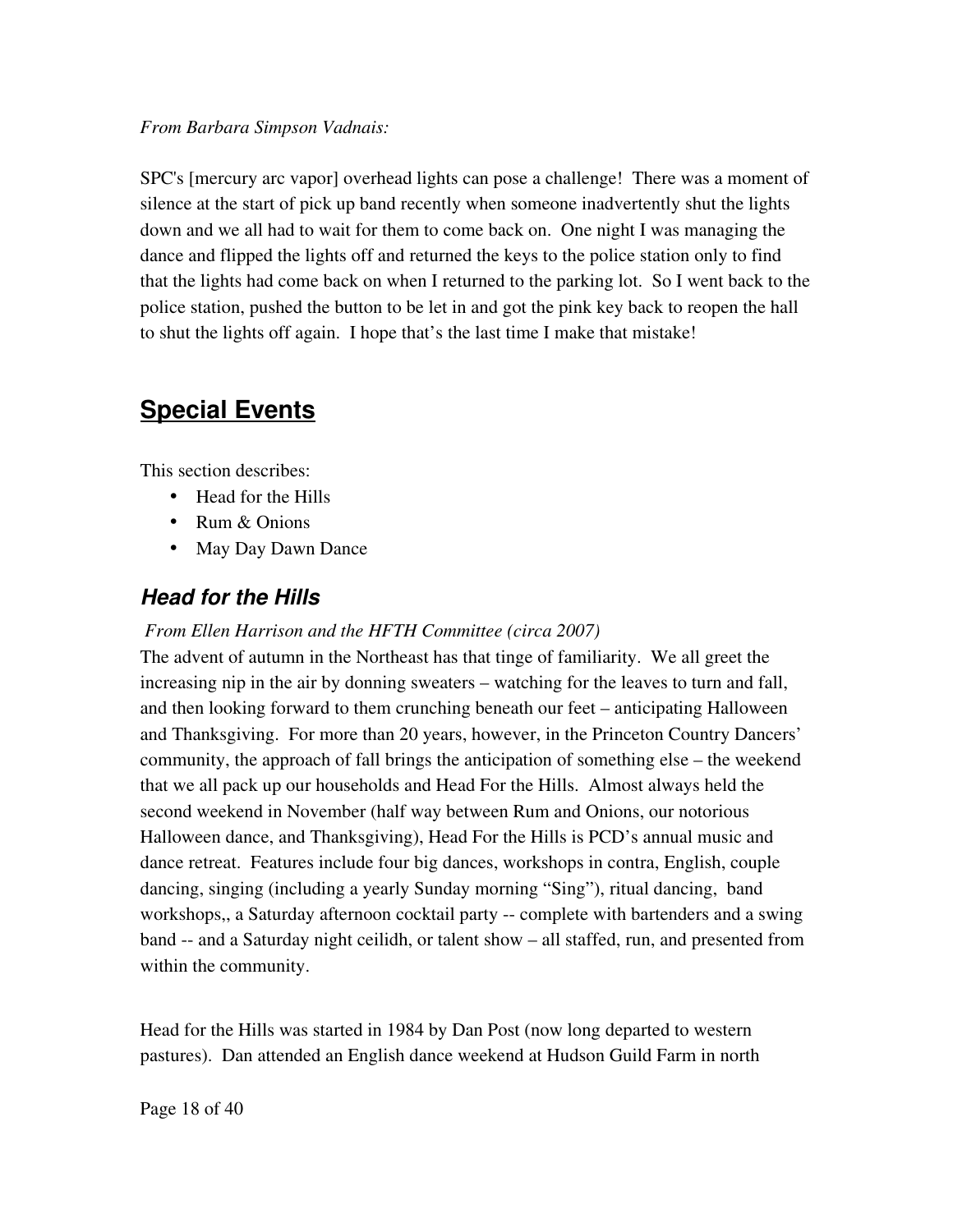*From Barbara Simpson Vadnais:*

SPC's [mercury arc vapor] overhead lights can pose a challenge! There was a moment of silence at the start of pick up band recently when someone inadvertently shut the lights down and we all had to wait for them to come back on. One night I was managing the dance and flipped the lights off and returned the keys to the police station only to find that the lights had come back on when I returned to the parking lot. So I went back to the police station, pushed the button to be let in and got the pink key back to reopen the hall to shut the lights off again. I hope that's the last time I make that mistake!

# Special Events

This section describes:

- Head for the Hills
- Rum & Onions
- May Day Dawn Dance

## Head for the Hills

*From Ellen Harrison and the HFTH Committee (circa 2007)*

The advent of autumn in the Northeast has that tinge of familiarity. We all greet the increasing nip in the air by donning sweaters – watching for the leaves to turn and fall, and then looking forward to them crunching beneath our feet – anticipating Halloween and Thanksgiving. For more than 20 years, however, in the Princeton Country Dancers' community, the approach of fall brings the anticipation of something else – the weekend that we all pack up our households and Head For the Hills. Almost always held the second weekend in November (half way between Rum and Onions, our notorious Halloween dance, and Thanksgiving), Head For the Hills is PCD's annual music and dance retreat. Features include four big dances, workshops in contra, English, couple dancing, singing (including a yearly Sunday morning "Sing"), ritual dancing, band workshops,, a Saturday afternoon cocktail party -- complete with bartenders and a swing band -- and a Saturday night ceilidh, or talent show – all staffed, run, and presented from within the community.

Head for the Hills was started in 1984 by Dan Post (now long departed to western pastures). Dan attended an English dance weekend at Hudson Guild Farm in north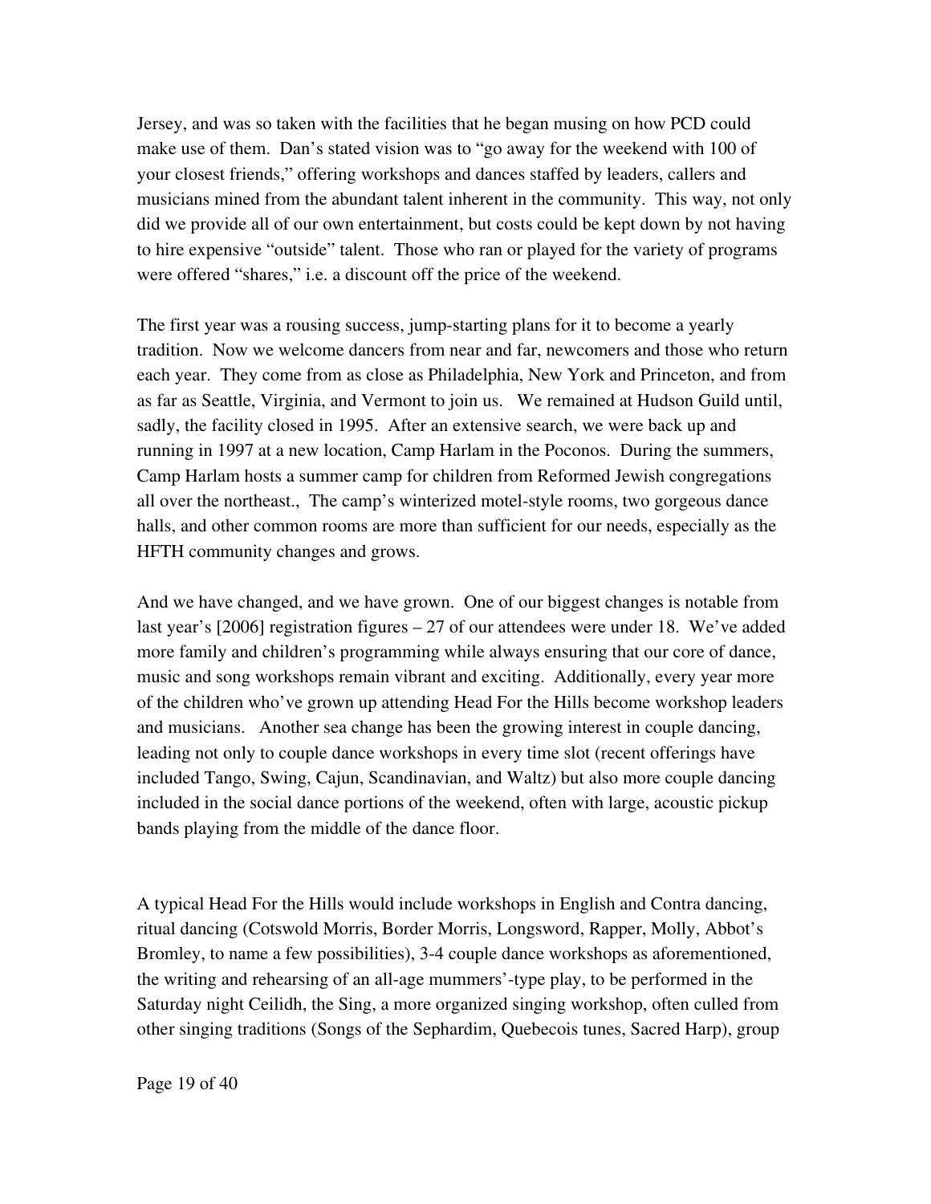Jersey, and was so taken with the facilities that he began musing on how PCD could make use of them. Dan's stated vision was to "go away for the weekend with 100 of your closest friends," offering workshops and dances staffed by leaders, callers and musicians mined from the abundant talent inherent in the community. This way, not only did we provide all of our own entertainment, but costs could be kept down by not having to hire expensive "outside" talent. Those who ran or played for the variety of programs were offered "shares," i.e. a discount off the price of the weekend.

The first year was a rousing success, jump-starting plans for it to become a yearly tradition. Now we welcome dancers from near and far, newcomers and those who return each year. They come from as close as Philadelphia, New York and Princeton, and from as far as Seattle, Virginia, and Vermont to join us. We remained at Hudson Guild until, sadly, the facility closed in 1995. After an extensive search, we were back up and running in 1997 at a new location, Camp Harlam in the Poconos. During the summers, Camp Harlam hosts a summer camp for children from Reformed Jewish congregations all over the northeast., The camp's winterized motel-style rooms, two gorgeous dance halls, and other common rooms are more than sufficient for our needs, especially as the HFTH community changes and grows.

And we have changed, and we have grown. One of our biggest changes is notable from last year's [2006] registration figures – 27 of our attendees were under 18. We've added more family and children's programming while always ensuring that our core of dance, music and song workshops remain vibrant and exciting. Additionally, every year more of the children who've grown up attending Head For the Hills become workshop leaders and musicians. Another sea change has been the growing interest in couple dancing, leading not only to couple dance workshops in every time slot (recent offerings have included Tango, Swing, Cajun, Scandinavian, and Waltz) but also more couple dancing included in the social dance portions of the weekend, often with large, acoustic pickup bands playing from the middle of the dance floor.

A typical Head For the Hills would include workshops in English and Contra dancing, ritual dancing (Cotswold Morris, Border Morris, Longsword, Rapper, Molly, Abbot's Bromley, to name a few possibilities), 3-4 couple dance workshops as aforementioned, the writing and rehearsing of an all-age mummers'-type play, to be performed in the Saturday night Ceilidh, the Sing, a more organized singing workshop, often culled from other singing traditions (Songs of the Sephardim, Quebecois tunes, Sacred Harp), group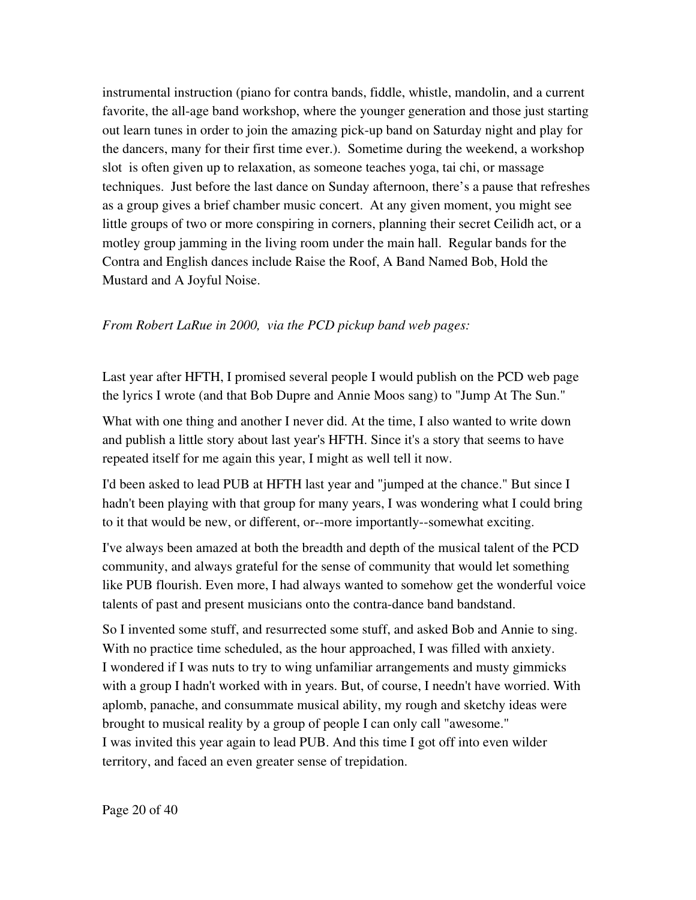instrumental instruction (piano for contra bands, fiddle, whistle, mandolin, and a current favorite, the all-age band workshop, where the younger generation and those just starting out learn tunes in order to join the amazing pick-up band on Saturday night and play for the dancers, many for their first time ever.). Sometime during the weekend, a workshop slot is often given up to relaxation, as someone teaches yoga, tai chi, or massage techniques. Just before the last dance on Sunday afternoon, there's a pause that refreshes as a group gives a brief chamber music concert. At any given moment, you might see little groups of two or more conspiring in corners, planning their secret Ceilidh act, or a motley group jamming in the living room under the main hall. Regular bands for the Contra and English dances include Raise the Roof, A Band Named Bob, Hold the Mustard and A Joyful Noise.

*From Robert LaRue in 2000, via the PCD pickup band web pages:*

Last year after HFTH, I promised several people I would publish on the PCD web page the lyrics I wrote (and that Bob Dupre and Annie Moos sang) to "Jump At The Sun."

What with one thing and another I never did. At the time, I also wanted to write down and publish a little story about last year's HFTH. Since it's a story that seems to have repeated itself for me again this year, I might as well tell it now.

I'd been asked to lead PUB at HFTH last year and "jumped at the chance." But since I hadn't been playing with that group for many years, I was wondering what I could bring to it that would be new, or different, or--more importantly--somewhat exciting.

I've always been amazed at both the breadth and depth of the musical talent of the PCD community, and always grateful for the sense of community that would let something like PUB flourish. Even more, I had always wanted to somehow get the wonderful voice talents of past and present musicians onto the contra-dance band bandstand.

So I invented some stuff, and resurrected some stuff, and asked Bob and Annie to sing. With no practice time scheduled, as the hour approached, I was filled with anxiety. I wondered if I was nuts to try to wing unfamiliar arrangements and musty gimmicks with a group I hadn't worked with in years. But, of course, I needn't have worried. With aplomb, panache, and consummate musical ability, my rough and sketchy ideas were brought to musical reality by a group of people I can only call "awesome."
I was invited this year again to lead PUB. And this time I got off into even wilder territory, and faced an even greater sense of trepidation.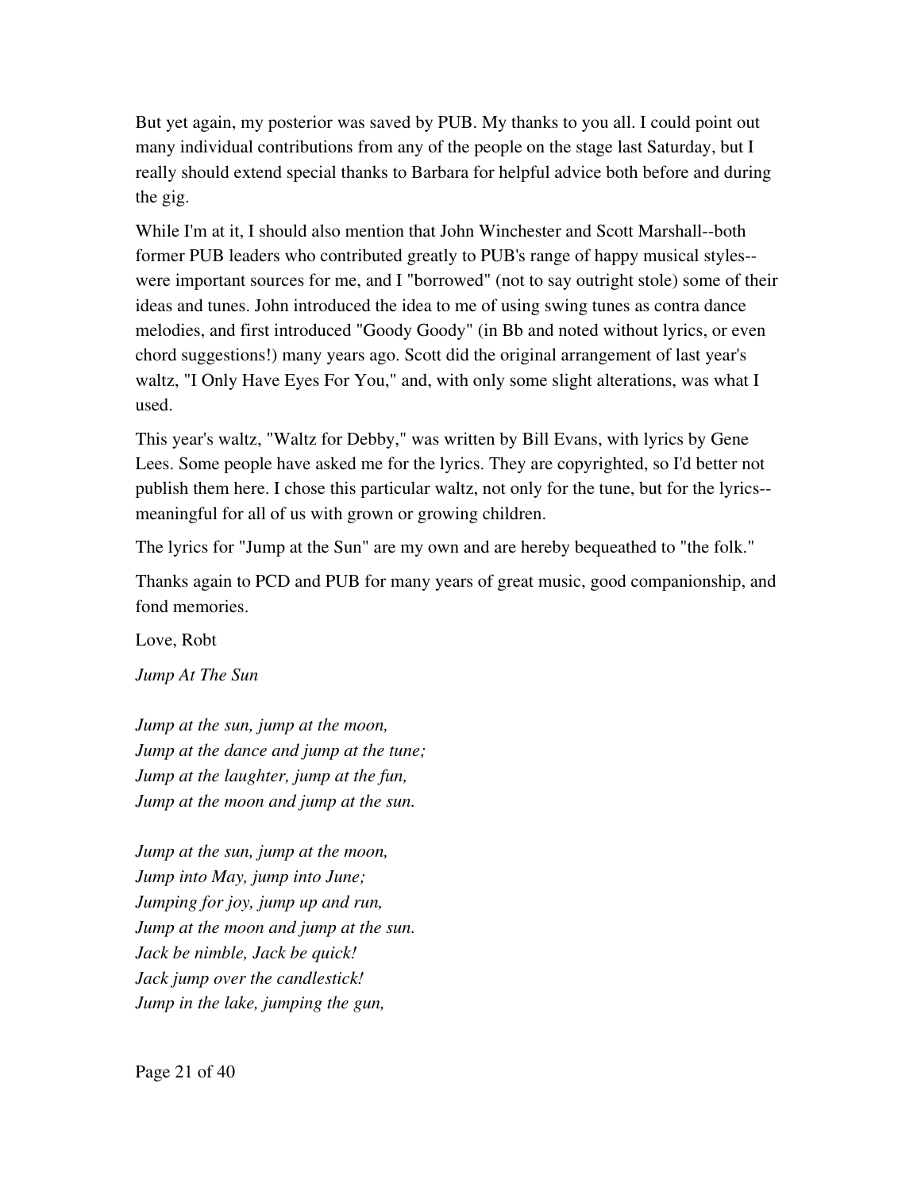But yet again, my posterior was saved by PUB. My thanks to you all. I could point out many individual contributions from any of the people on the stage last Saturday, but I really should extend special thanks to Barbara for helpful advice both before and during the gig.

While I'm at it, I should also mention that John Winchester and Scott Marshall--both former PUB leaders who contributed greatly to PUB's range of happy musical styles--were important sources for me, and I "borrowed" (not to say outright stole) some of their ideas and tunes. John introduced the idea to me of using swing tunes as contra dance melodies, and first introduced "Goody Goody" (in Bb and noted without lyrics, or even chord suggestions!) many years ago. Scott did the original arrangement of last year's waltz, "I Only Have Eyes For You," and, with only some slight alterations, was what I used.

This year's waltz, "Waltz for Debby," was written by Bill Evans, with lyrics by Gene Lees. Some people have asked me for the lyrics. They are copyrighted, so I'd better not publish them here. I chose this particular waltz, not only for the tune, but for the lyrics--meaningful for all of us with grown or growing children.

The lyrics for "Jump at the Sun" are my own and are hereby bequeathed to "the folk."

Thanks again to PCD and PUB for many years of great music, good companionship, and fond memories.

Love, Robt

*Jump At The Sun*

*Jump at the sun, jump at the moon,*
*Jump at the dance and jump at the tune;*
*Jump at the laughter, jump at the fun,*
*Jump at the moon and jump at the sun.*

*Jump at the sun, jump at the moon,*
*Jump into May, jump into June;*
*Jumping for joy, jump up and run,*
*Jump at the moon and jump at the sun.*
*Jack be nimble, Jack be quick!*
*Jack jump over the candlestick!*
*Jump in the lake, jumping the gun,*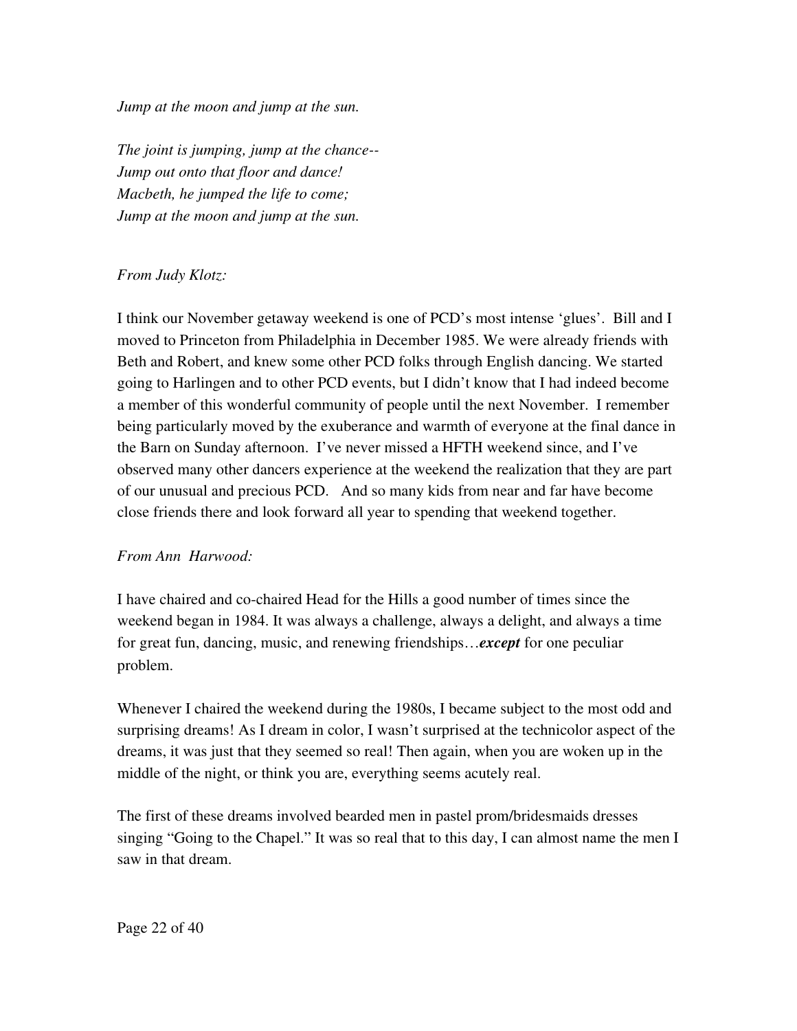*Jump at the moon and jump at the sun.*

*The joint is jumping, jump at the chance--*
*Jump out onto that floor and dance!*
*Macbeth, he jumped the life to come;*
*Jump at the moon and jump at the sun.*

*From Judy Klotz:*

I think our November getaway weekend is one of PCD's most intense 'glues'. Bill and I moved to Princeton from Philadelphia in December 1985. We were already friends with Beth and Robert, and knew some other PCD folks through English dancing. We started going to Harlingen and to other PCD events, but I didn't know that I had indeed become a member of this wonderful community of people until the next November. I remember being particularly moved by the exuberance and warmth of everyone at the final dance in the Barn on Sunday afternoon. I've never missed a HFTH weekend since, and I've observed many other dancers experience at the weekend the realization that they are part of our unusual and precious PCD. And so many kids from near and far have become close friends there and look forward all year to spending that weekend together.

*From Ann Harwood:*

I have chaired and co-chaired Head for the Hills a good number of times since the weekend began in 1984. It was always a challenge, always a delight, and always a time for great fun, dancing, music, and renewing friendships…***except*** for one peculiar problem.

Whenever I chaired the weekend during the 1980s, I became subject to the most odd and surprising dreams! As I dream in color, I wasn't surprised at the technicolor aspect of the dreams, it was just that they seemed so real! Then again, when you are woken up in the middle of the night, or think you are, everything seems acutely real.

The first of these dreams involved bearded men in pastel prom/bridesmaids dresses singing "Going to the Chapel." It was so real that to this day, I can almost name the men I saw in that dream.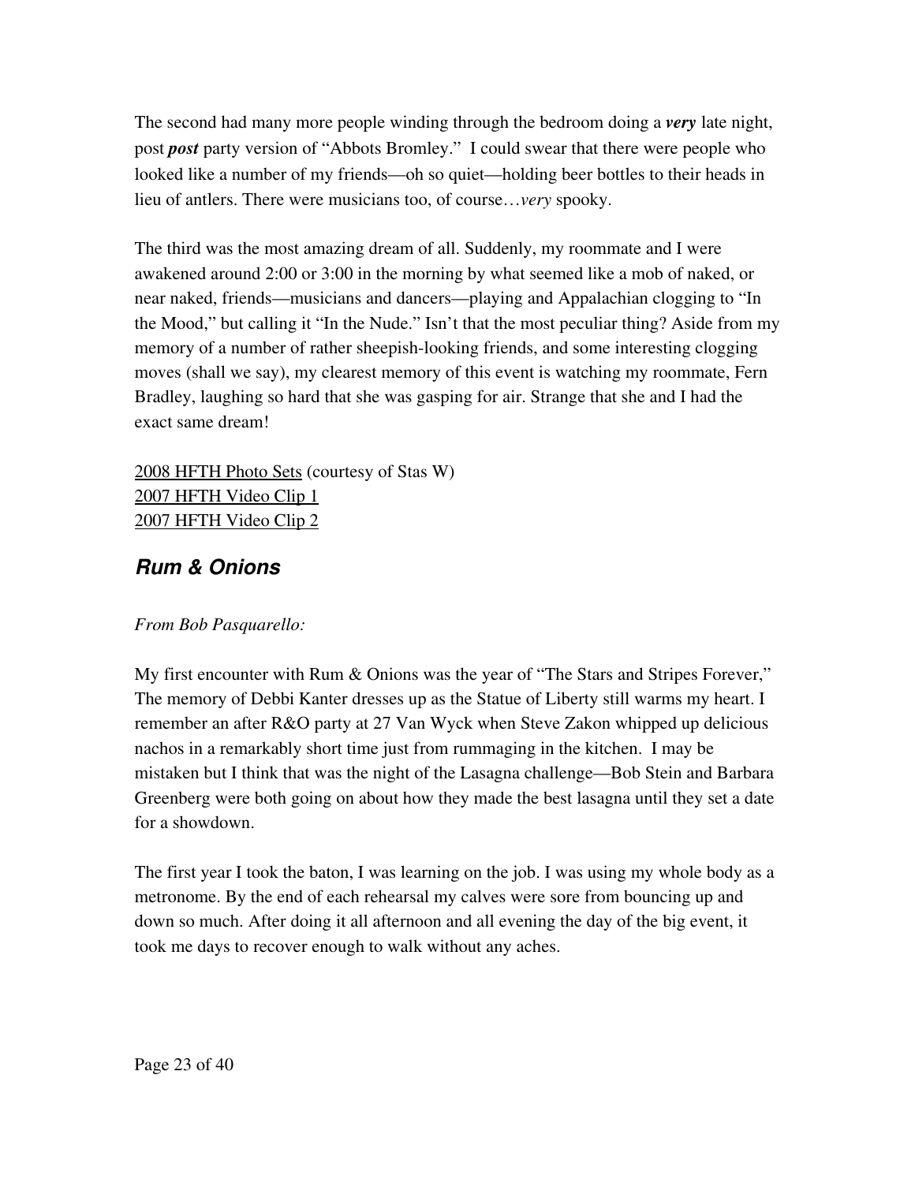The second had many more people winding through the bedroom doing a ***very*** late night, post ***post*** party version of "Abbots Bromley." I could swear that there were people who looked like a number of my friends—oh so quiet—holding beer bottles to their heads in lieu of antlers. There were musicians too, of course…*very* spooky.

The third was the most amazing dream of all. Suddenly, my roommate and I were awakened around 2:00 or 3:00 in the morning by what seemed like a mob of naked, or near naked, friends—musicians and dancers—playing and Appalachian clogging to "In the Mood," but calling it "In the Nude." Isn't that the most peculiar thing? Aside from my memory of a number of rather sheepish-looking friends, and some interesting clogging moves (shall we say), my clearest memory of this event is watching my roommate, Fern Bradley, laughing so hard that she was gasping for air. Strange that she and I had the exact same dream!

2008 HFTH Photo Sets (courtesy of Stas W)
2007 HFTH Video Clip 1
2007 HFTH Video Clip 2

## *Rum & Onions*

*From Bob Pasquarello:*

My first encounter with Rum & Onions was the year of "The Stars and Stripes Forever," The memory of Debbi Kanter dresses up as the Statue of Liberty still warms my heart. I remember an after R&O party at 27 Van Wyck when Steve Zakon whipped up delicious nachos in a remarkably short time just from rummaging in the kitchen. I may be mistaken but I think that was the night of the Lasagna challenge—Bob Stein and Barbara Greenberg were both going on about how they made the best lasagna until they set a date for a showdown.

The first year I took the baton, I was learning on the job. I was using my whole body as a metronome. By the end of each rehearsal my calves were sore from bouncing up and down so much. After doing it all afternoon and all evening the day of the big event, it took me days to recover enough to walk without any aches.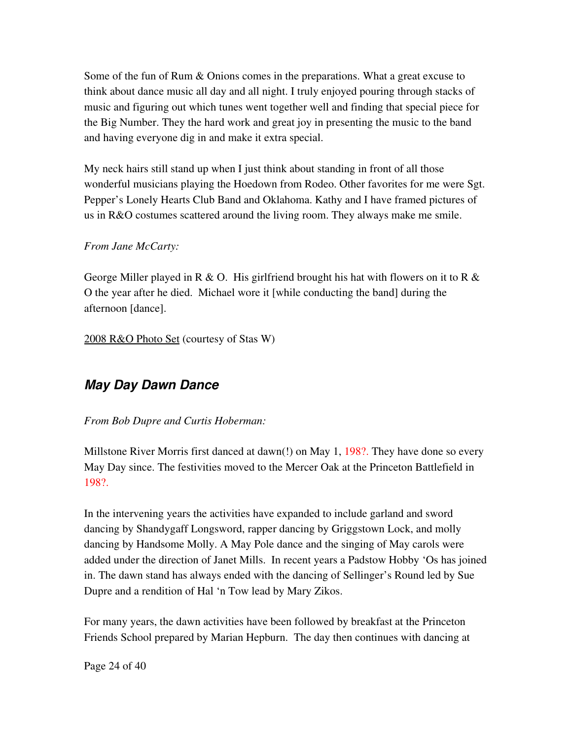Some of the fun of Rum & Onions comes in the preparations. What a great excuse to think about dance music all day and all night. I truly enjoyed pouring through stacks of music and figuring out which tunes went together well and finding that special piece for the Big Number. They the hard work and great joy in presenting the music to the band and having everyone dig in and make it extra special.

My neck hairs still stand up when I just think about standing in front of all those wonderful musicians playing the Hoedown from Rodeo. Other favorites for me were Sgt. Pepper's Lonely Hearts Club Band and Oklahoma. Kathy and I have framed pictures of us in R&O costumes scattered around the living room. They always make me smile.

*From Jane McCarty:*

George Miller played in R & O. His girlfriend brought his hat with flowers on it to R & O the year after he died. Michael wore it [while conducting the band] during the afternoon [dance].

2008 R&O Photo Set (courtesy of Stas W)

## ***May Day Dawn Dance***

*From Bob Dupre and Curtis Hoberman:*

Millstone River Morris first danced at dawn(!) on May 1, 198?. They have done so every May Day since. The festivities moved to the Mercer Oak at the Princeton Battlefield in 198?.

In the intervening years the activities have expanded to include garland and sword dancing by Shandygaff Longsword, rapper dancing by Griggstown Lock, and molly dancing by Handsome Molly. A May Pole dance and the singing of May carols were added under the direction of Janet Mills. In recent years a Padstow Hobby 'Os has joined in. The dawn stand has always ended with the dancing of Sellinger's Round led by Sue Dupre and a rendition of Hal 'n Tow lead by Mary Zikos.

For many years, the dawn activities have been followed by breakfast at the Princeton Friends School prepared by Marian Hepburn. The day then continues with dancing at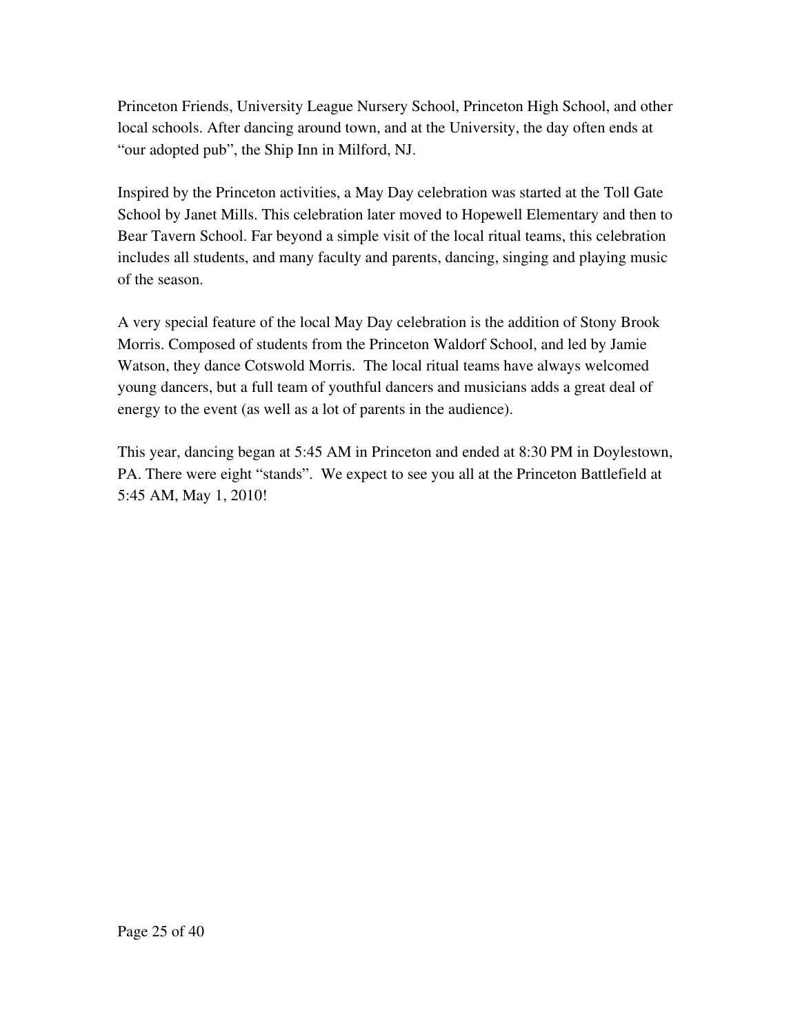Princeton Friends, University League Nursery School, Princeton High School, and other local schools. After dancing around town, and at the University, the day often ends at "our adopted pub", the Ship Inn in Milford, NJ.

Inspired by the Princeton activities, a May Day celebration was started at the Toll Gate School by Janet Mills. This celebration later moved to Hopewell Elementary and then to Bear Tavern School. Far beyond a simple visit of the local ritual teams, this celebration includes all students, and many faculty and parents, dancing, singing and playing music of the season.

A very special feature of the local May Day celebration is the addition of Stony Brook Morris. Composed of students from the Princeton Waldorf School, and led by Jamie Watson, they dance Cotswold Morris. The local ritual teams have always welcomed young dancers, but a full team of youthful dancers and musicians adds a great deal of energy to the event (as well as a lot of parents in the audience).

This year, dancing began at 5:45 AM in Princeton and ended at 8:30 PM in Doylestown, PA. There were eight "stands". We expect to see you all at the Princeton Battlefield at 5:45 AM, May 1, 2010!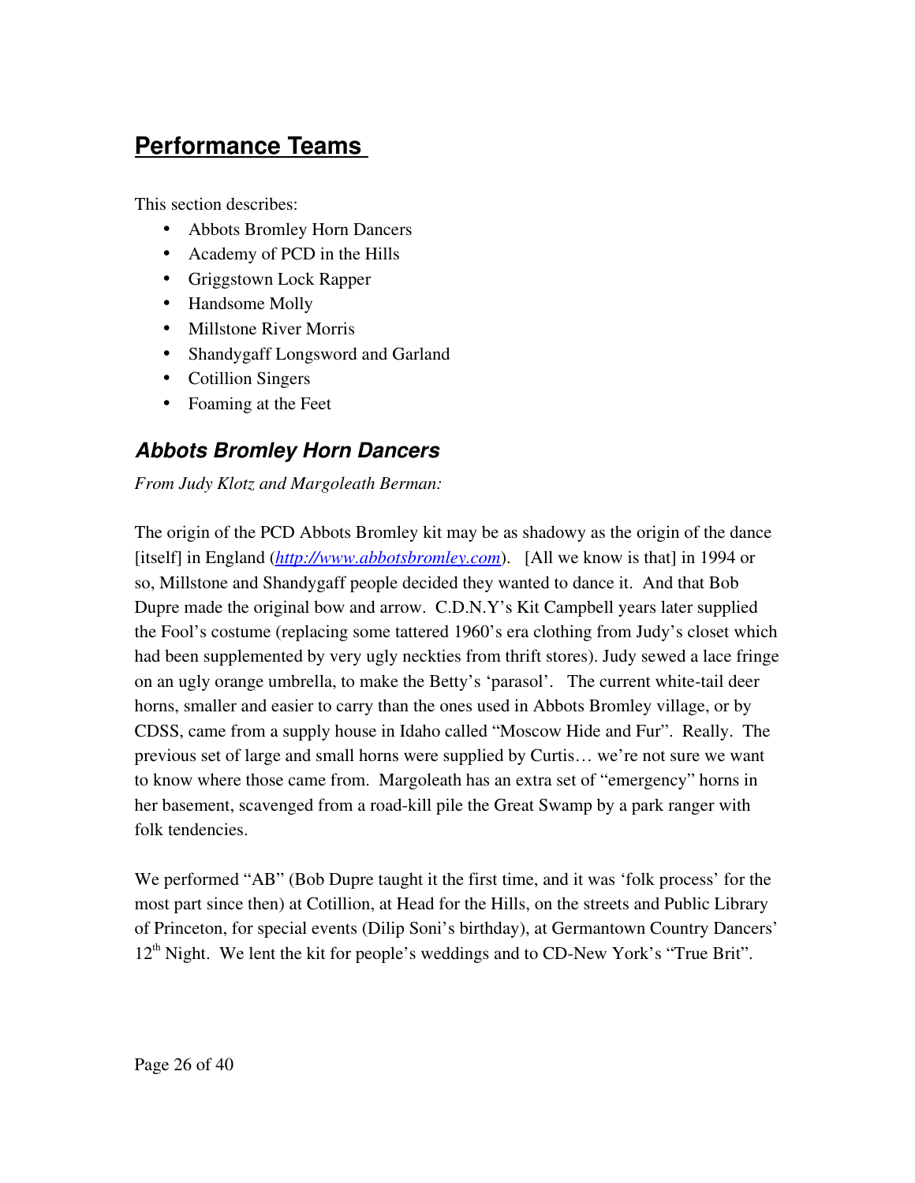## Performance Teams

This section describes:

- Abbots Bromley Horn Dancers
- Academy of PCD in the Hills
- Griggstown Lock Rapper
- Handsome Molly
- Millstone River Morris
- Shandygaff Longsword and Garland
- Cotillion Singers
- Foaming at the Feet

### *Abbots Bromley Horn Dancers*

*From Judy Klotz and Margoleath Berman:*

The origin of the PCD Abbots Bromley kit may be as shadowy as the origin of the dance [itself] in England (*http://www.abbotsbromley.com*). [All we know is that] in 1994 or so, Millstone and Shandygaff people decided they wanted to dance it. And that Bob Dupre made the original bow and arrow. C.D.N.Y's Kit Campbell years later supplied the Fool's costume (replacing some tattered 1960's era clothing from Judy's closet which had been supplemented by very ugly neckties from thrift stores). Judy sewed a lace fringe on an ugly orange umbrella, to make the Betty's 'parasol'. The current white-tail deer horns, smaller and easier to carry than the ones used in Abbots Bromley village, or by CDSS, came from a supply house in Idaho called "Moscow Hide and Fur". Really. The previous set of large and small horns were supplied by Curtis… we're not sure we want to know where those came from. Margoleath has an extra set of "emergency" horns in her basement, scavenged from a road-kill pile the Great Swamp by a park ranger with folk tendencies.

We performed "AB" (Bob Dupre taught it the first time, and it was 'folk process' for the most part since then) at Cotillion, at Head for the Hills, on the streets and Public Library of Princeton, for special events (Dilip Soni's birthday), at Germantown Country Dancers' 12th Night. We lent the kit for people's weddings and to CD-New York's "True Brit".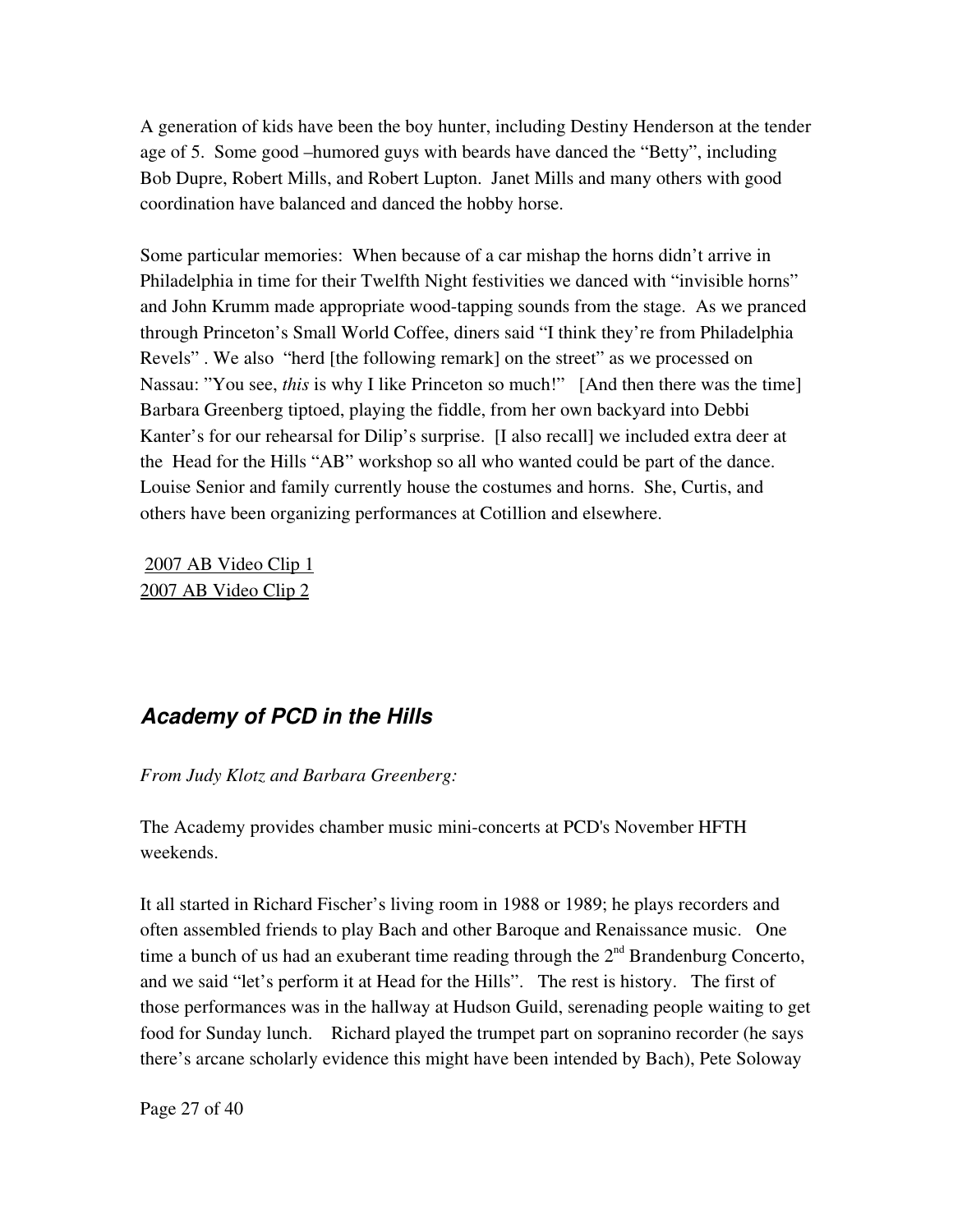A generation of kids have been the boy hunter, including Destiny Henderson at the tender age of 5. Some good –humored guys with beards have danced the "Betty", including Bob Dupre, Robert Mills, and Robert Lupton. Janet Mills and many others with good coordination have balanced and danced the hobby horse.

Some particular memories: When because of a car mishap the horns didn't arrive in Philadelphia in time for their Twelfth Night festivities we danced with "invisible horns" and John Krumm made appropriate wood-tapping sounds from the stage. As we pranced through Princeton's Small World Coffee, diners said "I think they're from Philadelphia Revels" . We also "herd [the following remark] on the street" as we processed on Nassau: "You see, *this* is why I like Princeton so much!" [And then there was the time] Barbara Greenberg tiptoed, playing the fiddle, from her own backyard into Debbi Kanter's for our rehearsal for Dilip's surprise. [I also recall] we included extra deer at the Head for the Hills "AB" workshop so all who wanted could be part of the dance. Louise Senior and family currently house the costumes and horns. She, Curtis, and others have been organizing performances at Cotillion and elsewhere.

2007 AB Video Clip 1
2007 AB Video Clip 2

## *Academy of PCD in the Hills*

*From Judy Klotz and Barbara Greenberg:*

The Academy provides chamber music mini-concerts at PCD's November HFTH weekends.

It all started in Richard Fischer's living room in 1988 or 1989; he plays recorders and often assembled friends to play Bach and other Baroque and Renaissance music. One time a bunch of us had an exuberant time reading through the 2nd Brandenburg Concerto, and we said "let's perform it at Head for the Hills". The rest is history. The first of those performances was in the hallway at Hudson Guild, serenading people waiting to get food for Sunday lunch. Richard played the trumpet part on sopranino recorder (he says there's arcane scholarly evidence this might have been intended by Bach), Pete Soloway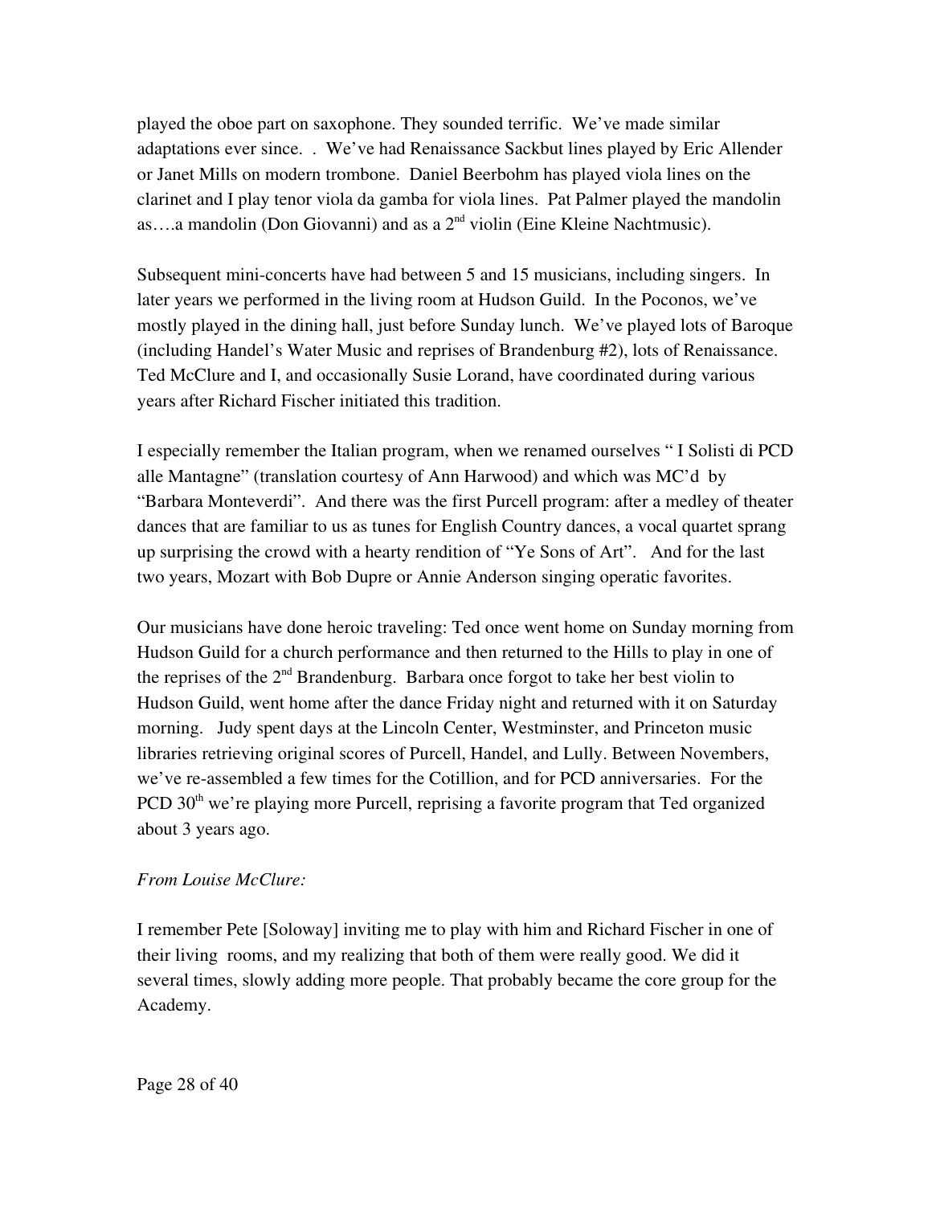played the oboe part on saxophone. They sounded terrific. We've made similar adaptations ever since. . We've had Renaissance Sackbut lines played by Eric Allender or Janet Mills on modern trombone. Daniel Beerbohm has played viola lines on the clarinet and I play tenor viola da gamba for viola lines. Pat Palmer played the mandolin as….a mandolin (Don Giovanni) and as a 2nd violin (Eine Kleine Nachtmusic).

Subsequent mini-concerts have had between 5 and 15 musicians, including singers. In later years we performed in the living room at Hudson Guild. In the Poconos, we've mostly played in the dining hall, just before Sunday lunch. We've played lots of Baroque (including Handel's Water Music and reprises of Brandenburg #2), lots of Renaissance. Ted McClure and I, and occasionally Susie Lorand, have coordinated during various years after Richard Fischer initiated this tradition.

I especially remember the Italian program, when we renamed ourselves " I Solisti di PCD alle Mantagne" (translation courtesy of Ann Harwood) and which was MC'd by "Barbara Monteverdi". And there was the first Purcell program: after a medley of theater dances that are familiar to us as tunes for English Country dances, a vocal quartet sprang up surprising the crowd with a hearty rendition of "Ye Sons of Art". And for the last two years, Mozart with Bob Dupre or Annie Anderson singing operatic favorites.

Our musicians have done heroic traveling: Ted once went home on Sunday morning from Hudson Guild for a church performance and then returned to the Hills to play in one of the reprises of the 2nd Brandenburg. Barbara once forgot to take her best violin to Hudson Guild, went home after the dance Friday night and returned with it on Saturday morning. Judy spent days at the Lincoln Center, Westminster, and Princeton music libraries retrieving original scores of Purcell, Handel, and Lully. Between Novembers, we've re-assembled a few times for the Cotillion, and for PCD anniversaries. For the PCD 30th we're playing more Purcell, reprising a favorite program that Ted organized about 3 years ago.

*From Louise McClure:*

I remember Pete [Soloway] inviting me to play with him and Richard Fischer in one of their living rooms, and my realizing that both of them were really good. We did it several times, slowly adding more people. That probably became the core group for the Academy.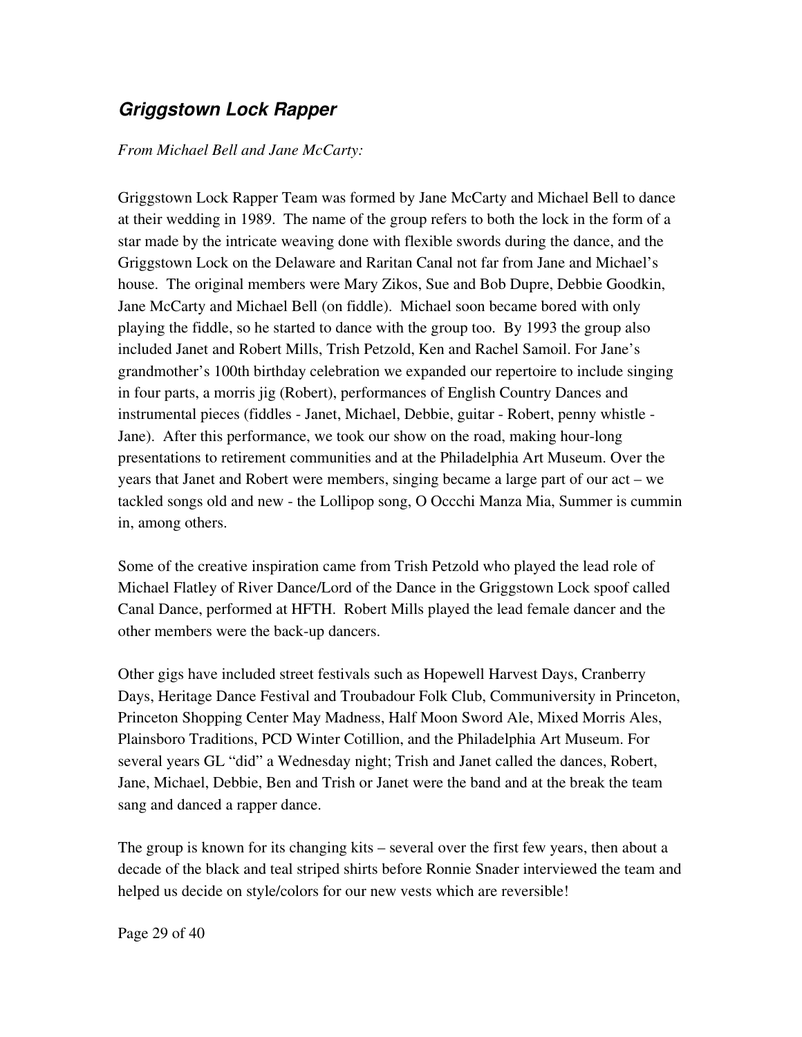## ***Griggstown Lock Rapper***

*From Michael Bell and Jane McCarty:*

Griggstown Lock Rapper Team was formed by Jane McCarty and Michael Bell to dance at their wedding in 1989. The name of the group refers to both the lock in the form of a star made by the intricate weaving done with flexible swords during the dance, and the Griggstown Lock on the Delaware and Raritan Canal not far from Jane and Michael's house. The original members were Mary Zikos, Sue and Bob Dupre, Debbie Goodkin, Jane McCarty and Michael Bell (on fiddle). Michael soon became bored with only playing the fiddle, so he started to dance with the group too. By 1993 the group also included Janet and Robert Mills, Trish Petzold, Ken and Rachel Samoil. For Jane's grandmother's 100th birthday celebration we expanded our repertoire to include singing in four parts, a morris jig (Robert), performances of English Country Dances and instrumental pieces (fiddles - Janet, Michael, Debbie, guitar - Robert, penny whistle - Jane). After this performance, we took our show on the road, making hour-long presentations to retirement communities and at the Philadelphia Art Museum. Over the years that Janet and Robert were members, singing became a large part of our act – we tackled songs old and new - the Lollipop song, O Occchi Manza Mia, Summer is cummin in, among others.

Some of the creative inspiration came from Trish Petzold who played the lead role of Michael Flatley of River Dance/Lord of the Dance in the Griggstown Lock spoof called Canal Dance, performed at HFTH. Robert Mills played the lead female dancer and the other members were the back-up dancers.

Other gigs have included street festivals such as Hopewell Harvest Days, Cranberry Days, Heritage Dance Festival and Troubadour Folk Club, Communiversity in Princeton, Princeton Shopping Center May Madness, Half Moon Sword Ale, Mixed Morris Ales, Plainsboro Traditions, PCD Winter Cotillion, and the Philadelphia Art Museum. For several years GL "did" a Wednesday night; Trish and Janet called the dances, Robert, Jane, Michael, Debbie, Ben and Trish or Janet were the band and at the break the team sang and danced a rapper dance.

The group is known for its changing kits – several over the first few years, then about a decade of the black and teal striped shirts before Ronnie Snader interviewed the team and helped us decide on style/colors for our new vests which are reversible!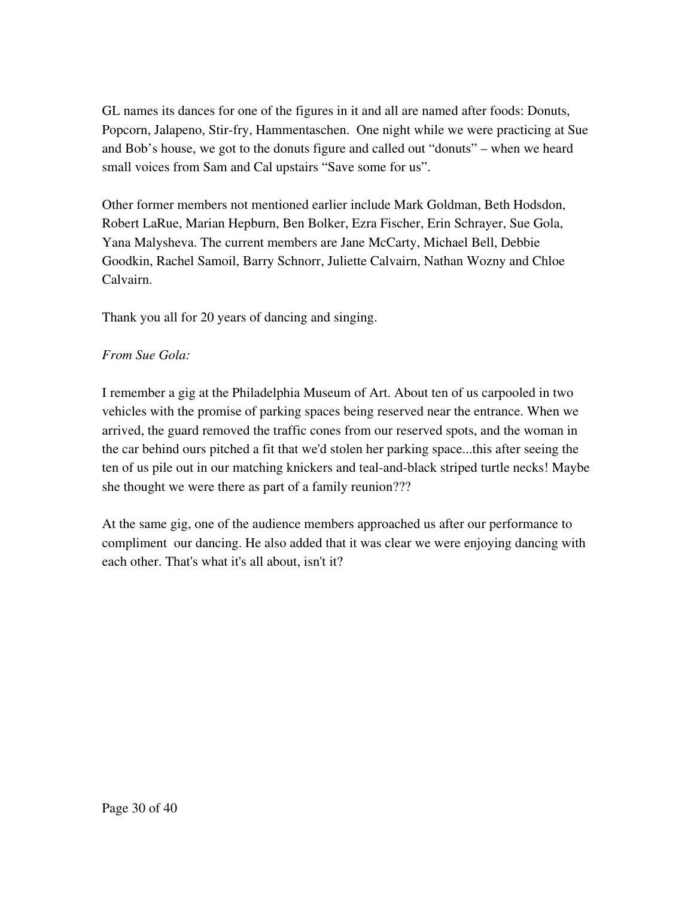GL names its dances for one of the figures in it and all are named after foods: Donuts, Popcorn, Jalapeno, Stir-fry, Hammentaschen. One night while we were practicing at Sue and Bob's house, we got to the donuts figure and called out "donuts" – when we heard small voices from Sam and Cal upstairs "Save some for us".

Other former members not mentioned earlier include Mark Goldman, Beth Hodsdon, Robert LaRue, Marian Hepburn, Ben Bolker, Ezra Fischer, Erin Schrayer, Sue Gola, Yana Malysheva. The current members are Jane McCarty, Michael Bell, Debbie Goodkin, Rachel Samoil, Barry Schnorr, Juliette Calvairn, Nathan Wozny and Chloe Calvairn.

Thank you all for 20 years of dancing and singing.

*From Sue Gola:*

I remember a gig at the Philadelphia Museum of Art. About ten of us carpooled in two vehicles with the promise of parking spaces being reserved near the entrance. When we arrived, the guard removed the traffic cones from our reserved spots, and the woman in the car behind ours pitched a fit that we'd stolen her parking space...this after seeing the ten of us pile out in our matching knickers and teal-and-black striped turtle necks! Maybe she thought we were there as part of a family reunion???

At the same gig, one of the audience members approached us after our performance to compliment our dancing. He also added that it was clear we were enjoying dancing with each other. That's what it's all about, isn't it?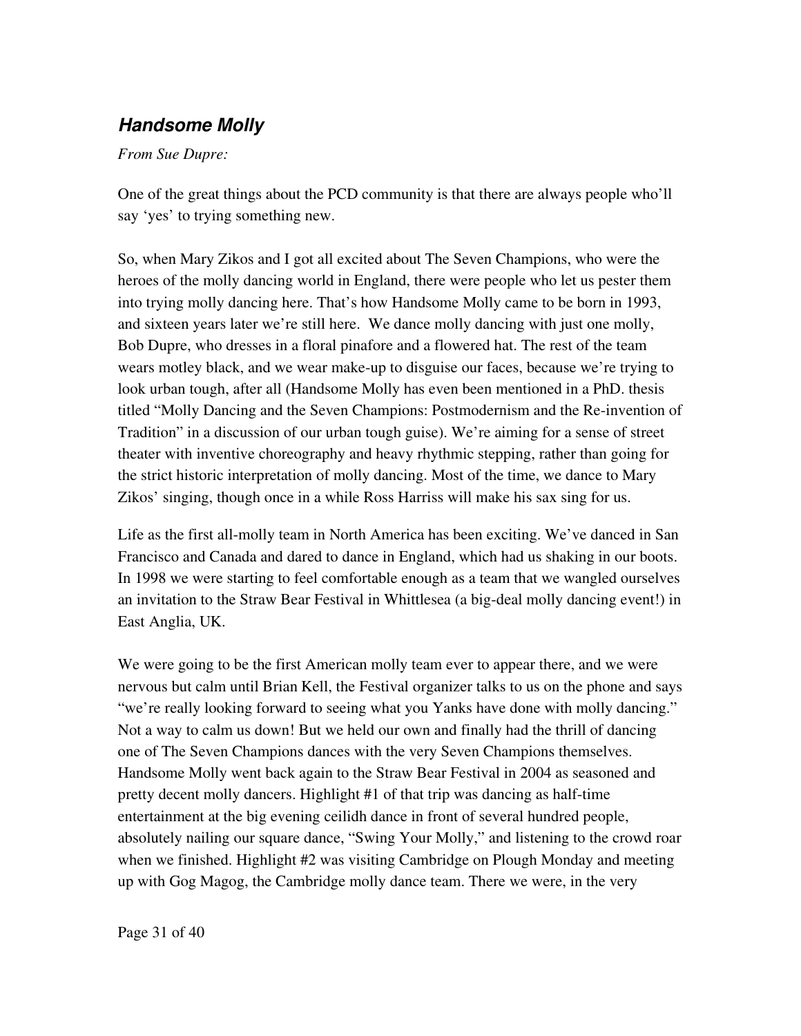## ***Handsome Molly***

*From Sue Dupre:*

One of the great things about the PCD community is that there are always people who'll say 'yes' to trying something new.

So, when Mary Zikos and I got all excited about The Seven Champions, who were the heroes of the molly dancing world in England, there were people who let us pester them into trying molly dancing here. That's how Handsome Molly came to be born in 1993, and sixteen years later we're still here. We dance molly dancing with just one molly, Bob Dupre, who dresses in a floral pinafore and a flowered hat. The rest of the team wears motley black, and we wear make-up to disguise our faces, because we're trying to look urban tough, after all (Handsome Molly has even been mentioned in a PhD. thesis titled "Molly Dancing and the Seven Champions: Postmodernism and the Re-invention of Tradition" in a discussion of our urban tough guise). We're aiming for a sense of street theater with inventive choreography and heavy rhythmic stepping, rather than going for the strict historic interpretation of molly dancing. Most of the time, we dance to Mary Zikos' singing, though once in a while Ross Harriss will make his sax sing for us.

Life as the first all-molly team in North America has been exciting. We've danced in San Francisco and Canada and dared to dance in England, which had us shaking in our boots. In 1998 we were starting to feel comfortable enough as a team that we wangled ourselves an invitation to the Straw Bear Festival in Whittlesea (a big-deal molly dancing event!) in East Anglia, UK.

We were going to be the first American molly team ever to appear there, and we were nervous but calm until Brian Kell, the Festival organizer talks to us on the phone and says "we're really looking forward to seeing what you Yanks have done with molly dancing." Not a way to calm us down! But we held our own and finally had the thrill of dancing one of The Seven Champions dances with the very Seven Champions themselves. Handsome Molly went back again to the Straw Bear Festival in 2004 as seasoned and pretty decent molly dancers. Highlight #1 of that trip was dancing as half-time entertainment at the big evening ceilidh dance in front of several hundred people, absolutely nailing our square dance, "Swing Your Molly," and listening to the crowd roar when we finished. Highlight #2 was visiting Cambridge on Plough Monday and meeting up with Gog Magog, the Cambridge molly dance team. There we were, in the very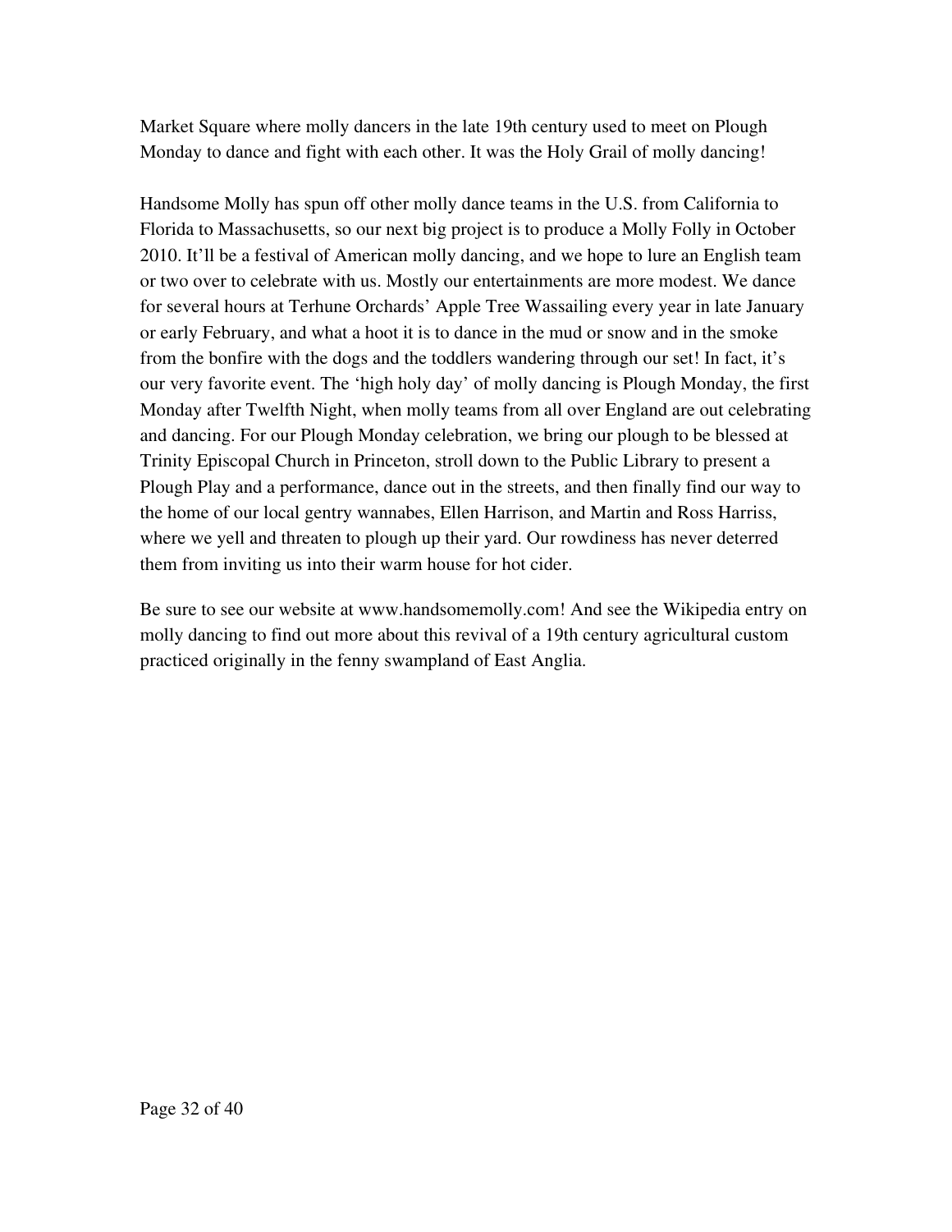Market Square where molly dancers in the late 19th century used to meet on Plough Monday to dance and fight with each other. It was the Holy Grail of molly dancing!

Handsome Molly has spun off other molly dance teams in the U.S. from California to Florida to Massachusetts, so our next big project is to produce a Molly Folly in October 2010. It'll be a festival of American molly dancing, and we hope to lure an English team or two over to celebrate with us. Mostly our entertainments are more modest. We dance for several hours at Terhune Orchards' Apple Tree Wassailing every year in late January or early February, and what a hoot it is to dance in the mud or snow and in the smoke from the bonfire with the dogs and the toddlers wandering through our set! In fact, it's our very favorite event. The 'high holy day' of molly dancing is Plough Monday, the first Monday after Twelfth Night, when molly teams from all over England are out celebrating and dancing. For our Plough Monday celebration, we bring our plough to be blessed at Trinity Episcopal Church in Princeton, stroll down to the Public Library to present a Plough Play and a performance, dance out in the streets, and then finally find our way to the home of our local gentry wannabes, Ellen Harrison, and Martin and Ross Harriss, where we yell and threaten to plough up their yard. Our rowdiness has never deterred them from inviting us into their warm house for hot cider.

Be sure to see our website at www.handsomemolly.com! And see the Wikipedia entry on molly dancing to find out more about this revival of a 19th century agricultural custom practiced originally in the fenny swampland of East Anglia.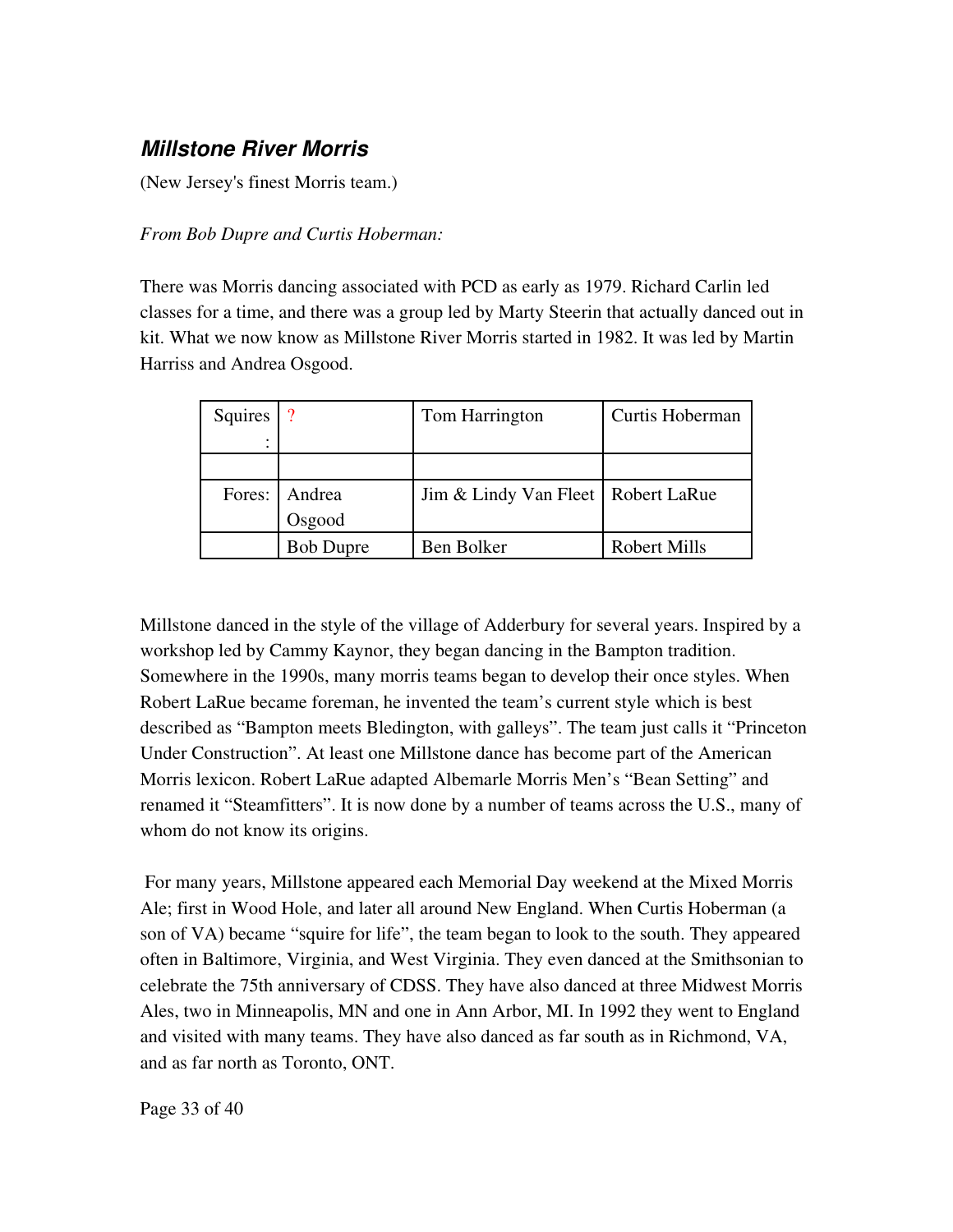### ***Millstone River Morris***

(New Jersey's finest Morris team.)

*From Bob Dupre and Curtis Hoberman:*

There was Morris dancing associated with PCD as early as 1979. Richard Carlin led classes for a time, and there was a group led by Marty Steerin that actually danced out in kit. What we now know as Millstone River Morris started in 1982. It was led by Martin Harriss and Andrea Osgood.

| | | | |
|---|---|---|---|
| Squires: | ? | Tom Harrington | Curtis Hoberman |
| | | | |
| Fores: | Andrea Osgood | Jim & Lindy Van Fleet | Robert LaRue |
| | Bob Dupre | Ben Bolker | Robert Mills |

Millstone danced in the style of the village of Adderbury for several years. Inspired by a workshop led by Cammy Kaynor, they began dancing in the Bampton tradition. Somewhere in the 1990s, many morris teams began to develop their once styles. When Robert LaRue became foreman, he invented the team's current style which is best described as "Bampton meets Bledington, with galleys". The team just calls it "Princeton Under Construction". At least one Millstone dance has become part of the American Morris lexicon. Robert LaRue adapted Albemarle Morris Men's "Bean Setting" and renamed it "Steamfitters". It is now done by a number of teams across the U.S., many of whom do not know its origins.

For many years, Millstone appeared each Memorial Day weekend at the Mixed Morris Ale; first in Wood Hole, and later all around New England. When Curtis Hoberman (a son of VA) became "squire for life", the team began to look to the south. They appeared often in Baltimore, Virginia, and West Virginia. They even danced at the Smithsonian to celebrate the 75th anniversary of CDSS. They have also danced at three Midwest Morris Ales, two in Minneapolis, MN and one in Ann Arbor, MI. In 1992 they went to England and visited with many teams. They have also danced as far south as in Richmond, VA, and as far north as Toronto, ONT.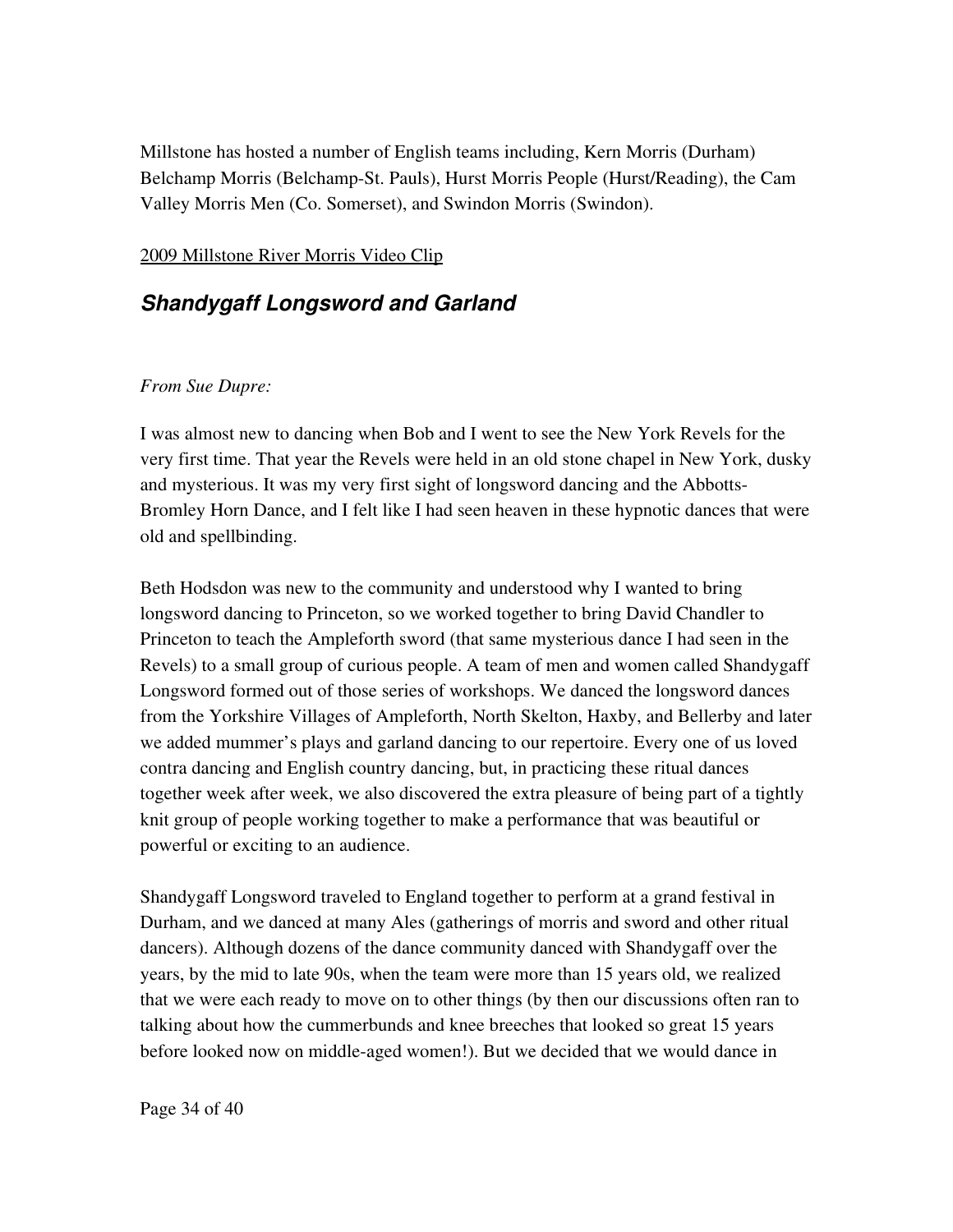Millstone has hosted a number of English teams including, Kern Morris (Durham) Belchamp Morris (Belchamp-St. Pauls), Hurst Morris People (Hurst/Reading), the Cam Valley Morris Men (Co. Somerset), and Swindon Morris (Swindon).

2009 Millstone River Morris Video Clip

## *Shandygaff Longsword and Garland*

*From Sue Dupre:*

I was almost new to dancing when Bob and I went to see the New York Revels for the very first time. That year the Revels were held in an old stone chapel in New York, dusky and mysterious. It was my very first sight of longsword dancing and the Abbotts-Bromley Horn Dance, and I felt like I had seen heaven in these hypnotic dances that were old and spellbinding.

Beth Hodsdon was new to the community and understood why I wanted to bring longsword dancing to Princeton, so we worked together to bring David Chandler to Princeton to teach the Ampleforth sword (that same mysterious dance I had seen in the Revels) to a small group of curious people. A team of men and women called Shandygaff Longsword formed out of those series of workshops. We danced the longsword dances from the Yorkshire Villages of Ampleforth, North Skelton, Haxby, and Bellerby and later we added mummer's plays and garland dancing to our repertoire. Every one of us loved contra dancing and English country dancing, but, in practicing these ritual dances together week after week, we also discovered the extra pleasure of being part of a tightly knit group of people working together to make a performance that was beautiful or powerful or exciting to an audience.

Shandygaff Longsword traveled to England together to perform at a grand festival in Durham, and we danced at many Ales (gatherings of morris and sword and other ritual dancers). Although dozens of the dance community danced with Shandygaff over the years, by the mid to late 90s, when the team were more than 15 years old, we realized that we were each ready to move on to other things (by then our discussions often ran to talking about how the cummerbunds and knee breeches that looked so great 15 years before looked now on middle-aged women!). But we decided that we would dance in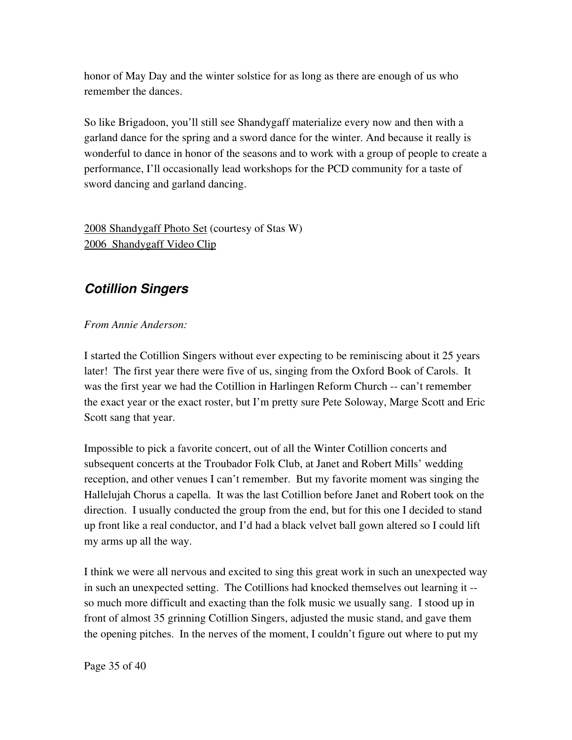honor of May Day and the winter solstice for as long as there are enough of us who remember the dances.

So like Brigadoon, you'll still see Shandygaff materialize every now and then with a garland dance for the spring and a sword dance for the winter. And because it really is wonderful to dance in honor of the seasons and to work with a group of people to create a performance, I'll occasionally lead workshops for the PCD community for a taste of sword dancing and garland dancing.

2008 Shandygaff Photo Set (courtesy of Stas W)
2006 Shandygaff Video Clip

## *Cotillion Singers*

*From Annie Anderson:*

I started the Cotillion Singers without ever expecting to be reminiscing about it 25 years later! The first year there were five of us, singing from the Oxford Book of Carols. It was the first year we had the Cotillion in Harlingen Reform Church -- can't remember the exact year or the exact roster, but I'm pretty sure Pete Soloway, Marge Scott and Eric Scott sang that year.

Impossible to pick a favorite concert, out of all the Winter Cotillion concerts and subsequent concerts at the Troubador Folk Club, at Janet and Robert Mills' wedding reception, and other venues I can't remember. But my favorite moment was singing the Hallelujah Chorus a capella. It was the last Cotillion before Janet and Robert took on the direction. I usually conducted the group from the end, but for this one I decided to stand up front like a real conductor, and I'd had a black velvet ball gown altered so I could lift my arms up all the way.

I think we were all nervous and excited to sing this great work in such an unexpected way in such an unexpected setting. The Cotillions had knocked themselves out learning it -- so much more difficult and exacting than the folk music we usually sang. I stood up in front of almost 35 grinning Cotillion Singers, adjusted the music stand, and gave them the opening pitches. In the nerves of the moment, I couldn't figure out where to put my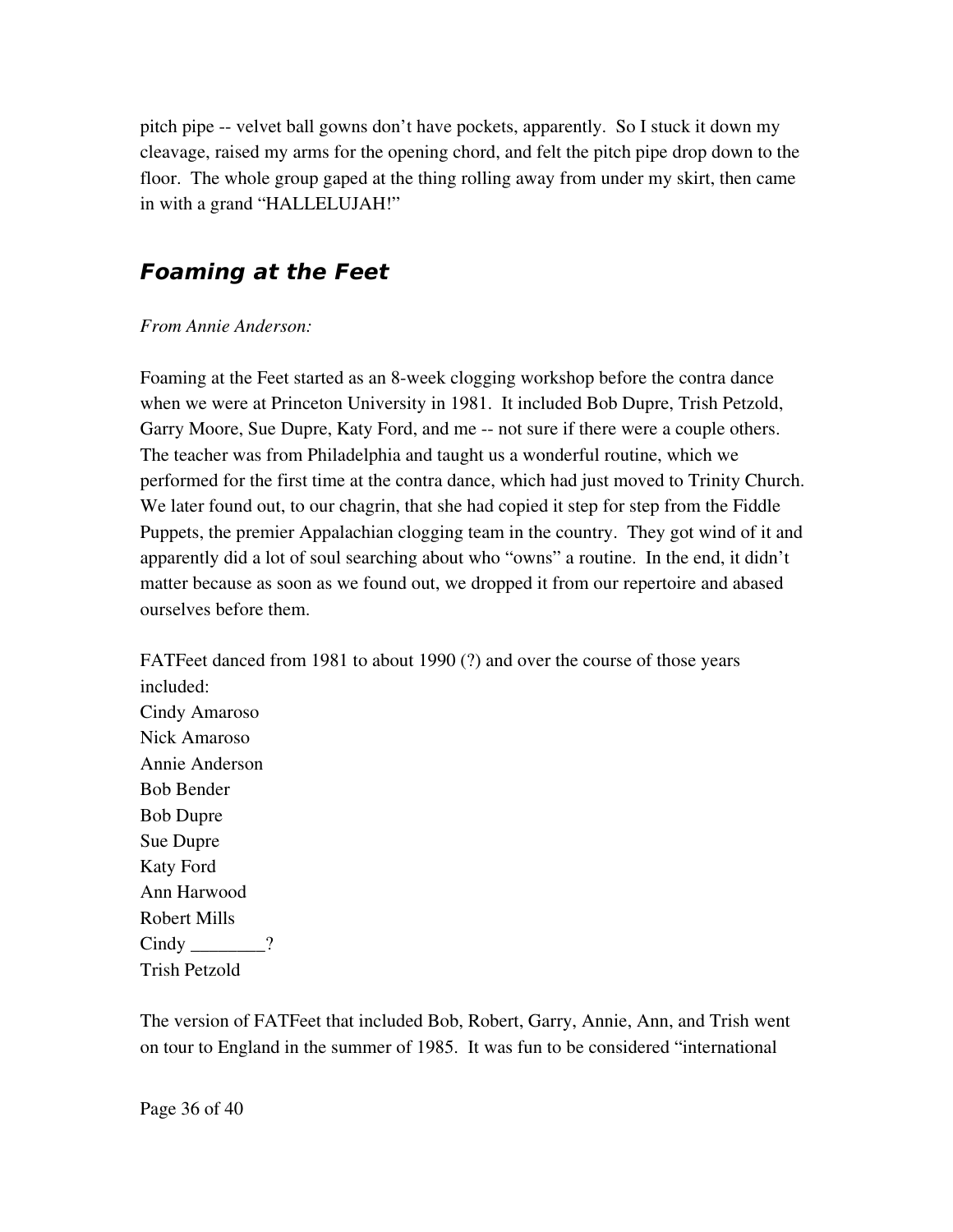pitch pipe -- velvet ball gowns don't have pockets, apparently. So I stuck it down my cleavage, raised my arms for the opening chord, and felt the pitch pipe drop down to the floor. The whole group gaped at the thing rolling away from under my skirt, then came in with a grand "HALLELUJAH!"

## *Foaming at the Feet*

*From Annie Anderson:*

Foaming at the Feet started as an 8-week clogging workshop before the contra dance when we were at Princeton University in 1981. It included Bob Dupre, Trish Petzold, Garry Moore, Sue Dupre, Katy Ford, and me -- not sure if there were a couple others. The teacher was from Philadelphia and taught us a wonderful routine, which we performed for the first time at the contra dance, which had just moved to Trinity Church. We later found out, to our chagrin, that she had copied it step for step from the Fiddle Puppets, the premier Appalachian clogging team in the country. They got wind of it and apparently did a lot of soul searching about who "owns" a routine. In the end, it didn't matter because as soon as we found out, we dropped it from our repertoire and abased ourselves before them.

FATFeet danced from 1981 to about 1990 (?) and over the course of those years included:
Cindy Amaroso
Nick Amaroso
Annie Anderson
Bob Bender
Bob Dupre
Sue Dupre
Katy Ford
Ann Harwood
Robert Mills
Cindy ________?
Trish Petzold

The version of FATFeet that included Bob, Robert, Garry, Annie, Ann, and Trish went on tour to England in the summer of 1985. It was fun to be considered "international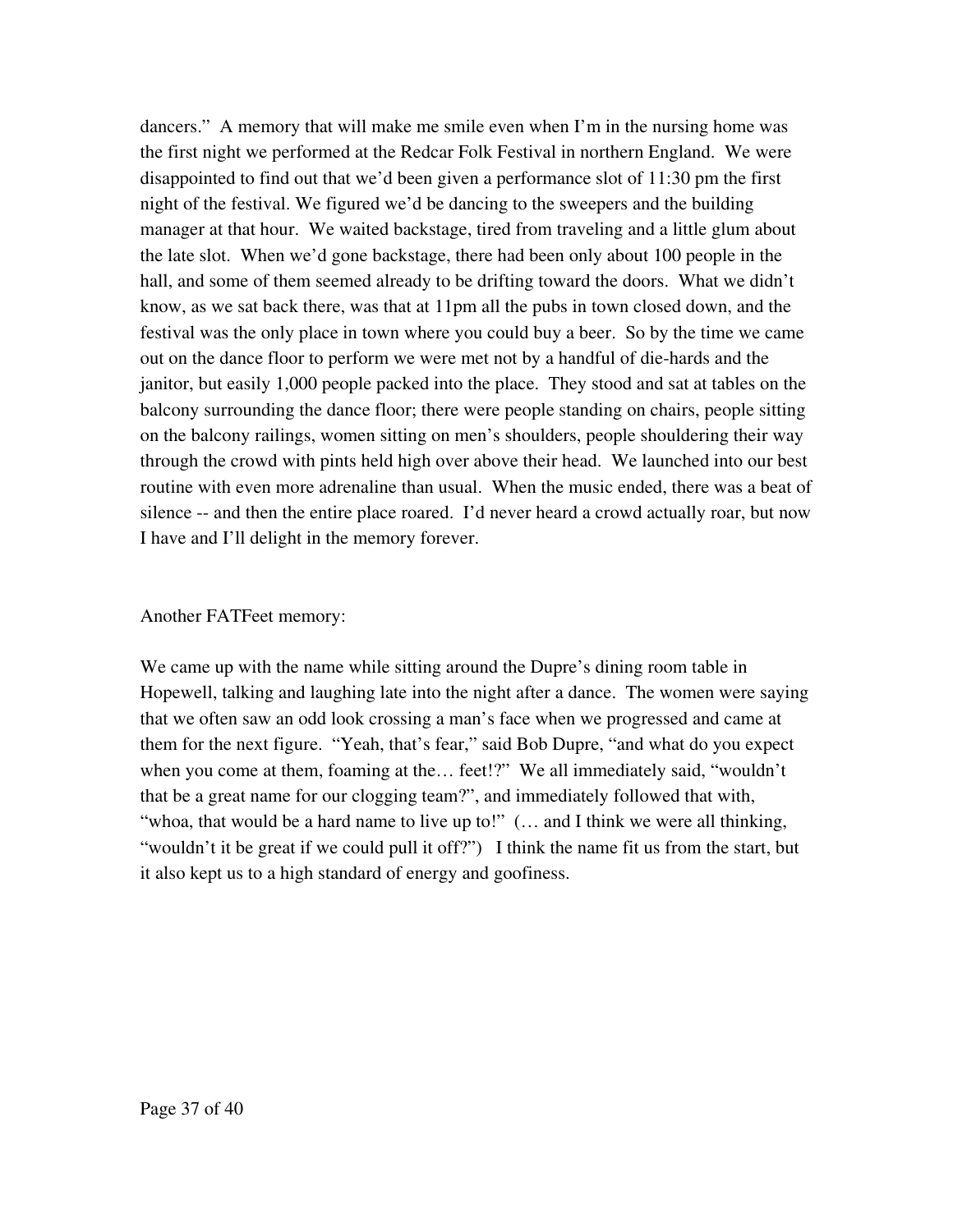dancers." A memory that will make me smile even when I'm in the nursing home was the first night we performed at the Redcar Folk Festival in northern England. We were disappointed to find out that we'd been given a performance slot of 11:30 pm the first night of the festival. We figured we'd be dancing to the sweepers and the building manager at that hour. We waited backstage, tired from traveling and a little glum about the late slot. When we'd gone backstage, there had been only about 100 people in the hall, and some of them seemed already to be drifting toward the doors. What we didn't know, as we sat back there, was that at 11pm all the pubs in town closed down, and the festival was the only place in town where you could buy a beer. So by the time we came out on the dance floor to perform we were met not by a handful of die-hards and the janitor, but easily 1,000 people packed into the place. They stood and sat at tables on the balcony surrounding the dance floor; there were people standing on chairs, people sitting on the balcony railings, women sitting on men's shoulders, people shouldering their way through the crowd with pints held high over above their head. We launched into our best routine with even more adrenaline than usual. When the music ended, there was a beat of silence -- and then the entire place roared. I'd never heard a crowd actually roar, but now I have and I'll delight in the memory forever.

Another FATFeet memory:

We came up with the name while sitting around the Dupre's dining room table in Hopewell, talking and laughing late into the night after a dance. The women were saying that we often saw an odd look crossing a man's face when we progressed and came at them for the next figure. "Yeah, that's fear," said Bob Dupre, "and what do you expect when you come at them, foaming at the… feet!?" We all immediately said, "wouldn't that be a great name for our clogging team?", and immediately followed that with, "whoa, that would be a hard name to live up to!" (… and I think we were all thinking, "wouldn't it be great if we could pull it off?") I think the name fit us from the start, but it also kept us to a high standard of energy and goofiness.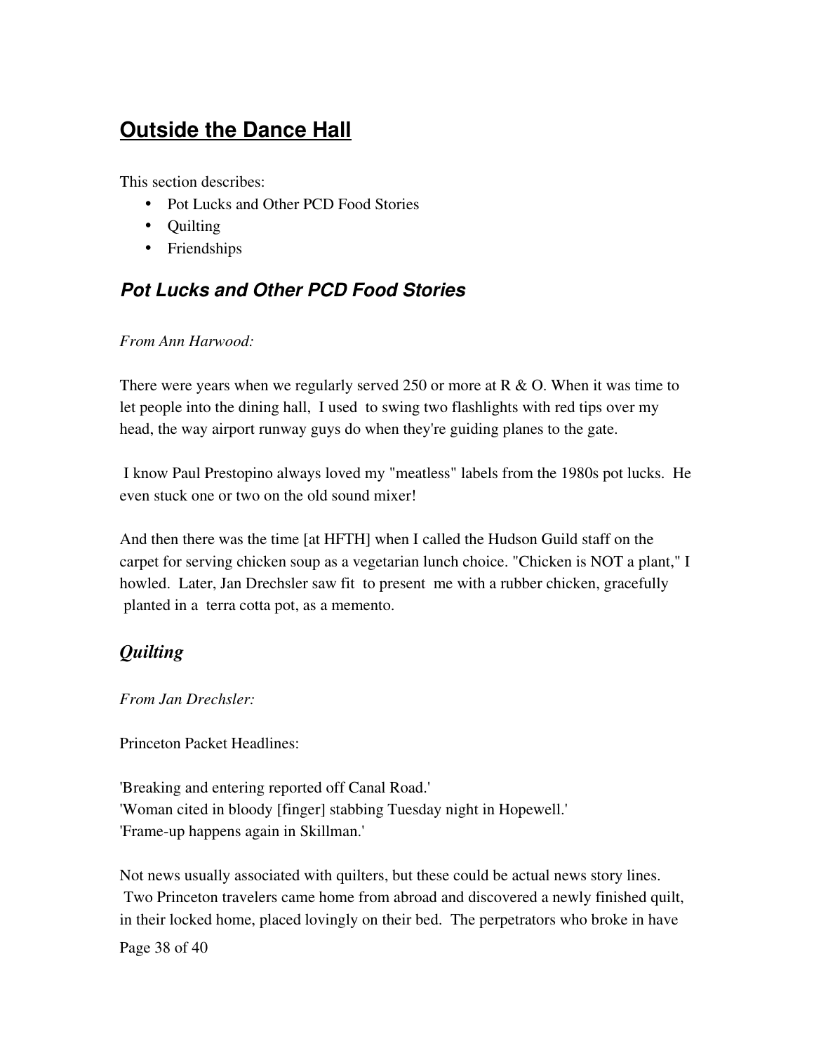## Outside the Dance Hall

This section describes:

- Pot Lucks and Other PCD Food Stories
- Quilting
- Friendships

### *Pot Lucks and Other PCD Food Stories*

*From Ann Harwood:*

There were years when we regularly served 250 or more at R & O. When it was time to let people into the dining hall, I used to swing two flashlights with red tips over my head, the way airport runway guys do when they're guiding planes to the gate.

I know Paul Prestopino always loved my "meatless" labels from the 1980s pot lucks. He even stuck one or two on the old sound mixer!

And then there was the time [at HFTH] when I called the Hudson Guild staff on the carpet for serving chicken soup as a vegetarian lunch choice. "Chicken is NOT a plant," I howled. Later, Jan Drechsler saw fit to present me with a rubber chicken, gracefully planted in a terra cotta pot, as a memento.

### *Quilting*

*From Jan Drechsler:*

Princeton Packet Headlines:

'Breaking and entering reported off Canal Road.'
'Woman cited in bloody [finger] stabbing Tuesday night in Hopewell.'
'Frame-up happens again in Skillman.'

Not news usually associated with quilters, but these could be actual news story lines. Two Princeton travelers came home from abroad and discovered a newly finished quilt, in their locked home, placed lovingly on their bed. The perpetrators who broke in have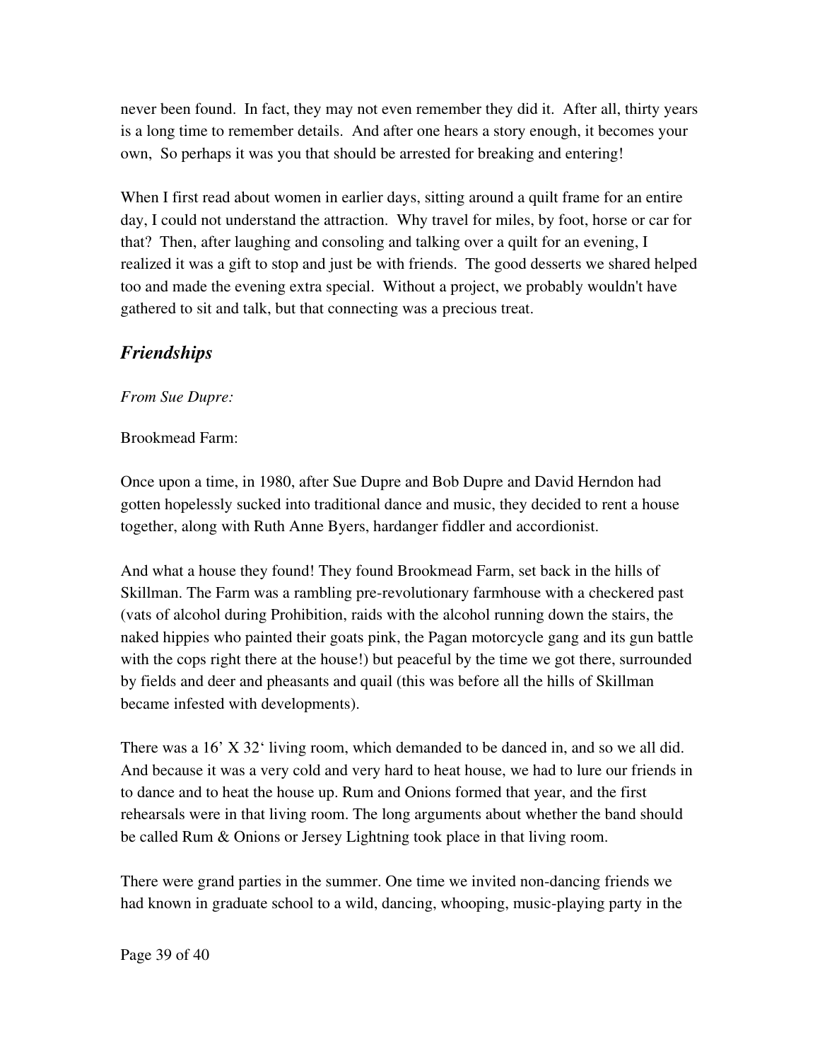never been found. In fact, they may not even remember they did it. After all, thirty years is a long time to remember details. And after one hears a story enough, it becomes your own, So perhaps it was you that should be arrested for breaking and entering!

When I first read about women in earlier days, sitting around a quilt frame for an entire day, I could not understand the attraction. Why travel for miles, by foot, horse or car for that? Then, after laughing and consoling and talking over a quilt for an evening, I realized it was a gift to stop and just be with friends. The good desserts we shared helped too and made the evening extra special. Without a project, we probably wouldn't have gathered to sit and talk, but that connecting was a precious treat.

## *Friendships*

*From Sue Dupre:*

Brookmead Farm:

Once upon a time, in 1980, after Sue Dupre and Bob Dupre and David Herndon had gotten hopelessly sucked into traditional dance and music, they decided to rent a house together, along with Ruth Anne Byers, hardanger fiddler and accordionist.

And what a house they found! They found Brookmead Farm, set back in the hills of Skillman. The Farm was a rambling pre-revolutionary farmhouse with a checkered past (vats of alcohol during Prohibition, raids with the alcohol running down the stairs, the naked hippies who painted their goats pink, the Pagan motorcycle gang and its gun battle with the cops right there at the house!) but peaceful by the time we got there, surrounded by fields and deer and pheasants and quail (this was before all the hills of Skillman became infested with developments).

There was a 16' X 32' living room, which demanded to be danced in, and so we all did. And because it was a very cold and very hard to heat house, we had to lure our friends in to dance and to heat the house up. Rum and Onions formed that year, and the first rehearsals were in that living room. The long arguments about whether the band should be called Rum & Onions or Jersey Lightning took place in that living room.

There were grand parties in the summer. One time we invited non-dancing friends we had known in graduate school to a wild, dancing, whooping, music-playing party in the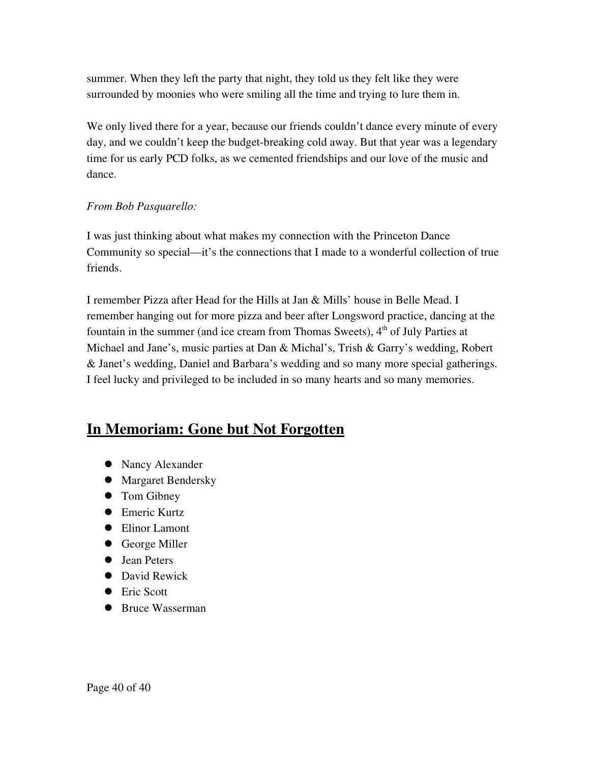summer. When they left the party that night, they told us they felt like they were surrounded by moonies who were smiling all the time and trying to lure them in.

We only lived there for a year, because our friends couldn't dance every minute of every day, and we couldn't keep the budget-breaking cold away. But that year was a legendary time for us early PCD folks, as we cemented friendships and our love of the music and dance.

*From Bob Pasquarello:*

I was just thinking about what makes my connection with the Princeton Dance Community so special—it's the connections that I made to a wonderful collection of true friends.

I remember Pizza after Head for the Hills at Jan & Mills' house in Belle Mead. I remember hanging out for more pizza and beer after Longsword practice, dancing at the fountain in the summer (and ice cream from Thomas Sweets), 4th of July Parties at Michael and Jane's, music parties at Dan & Michal's, Trish & Garry's wedding, Robert & Janet's wedding, Daniel and Barbara's wedding and so many more special gatherings. I feel lucky and privileged to be included in so many hearts and so many memories.

## In Memoriam: Gone but Not Forgotten

- Nancy Alexander
- Margaret Bendersky
- Tom Gibney
- Emeric Kurtz
- Elinor Lamont
- George Miller
- Jean Peters
- David Rewick
- Eric Scott
- Bruce Wasserman